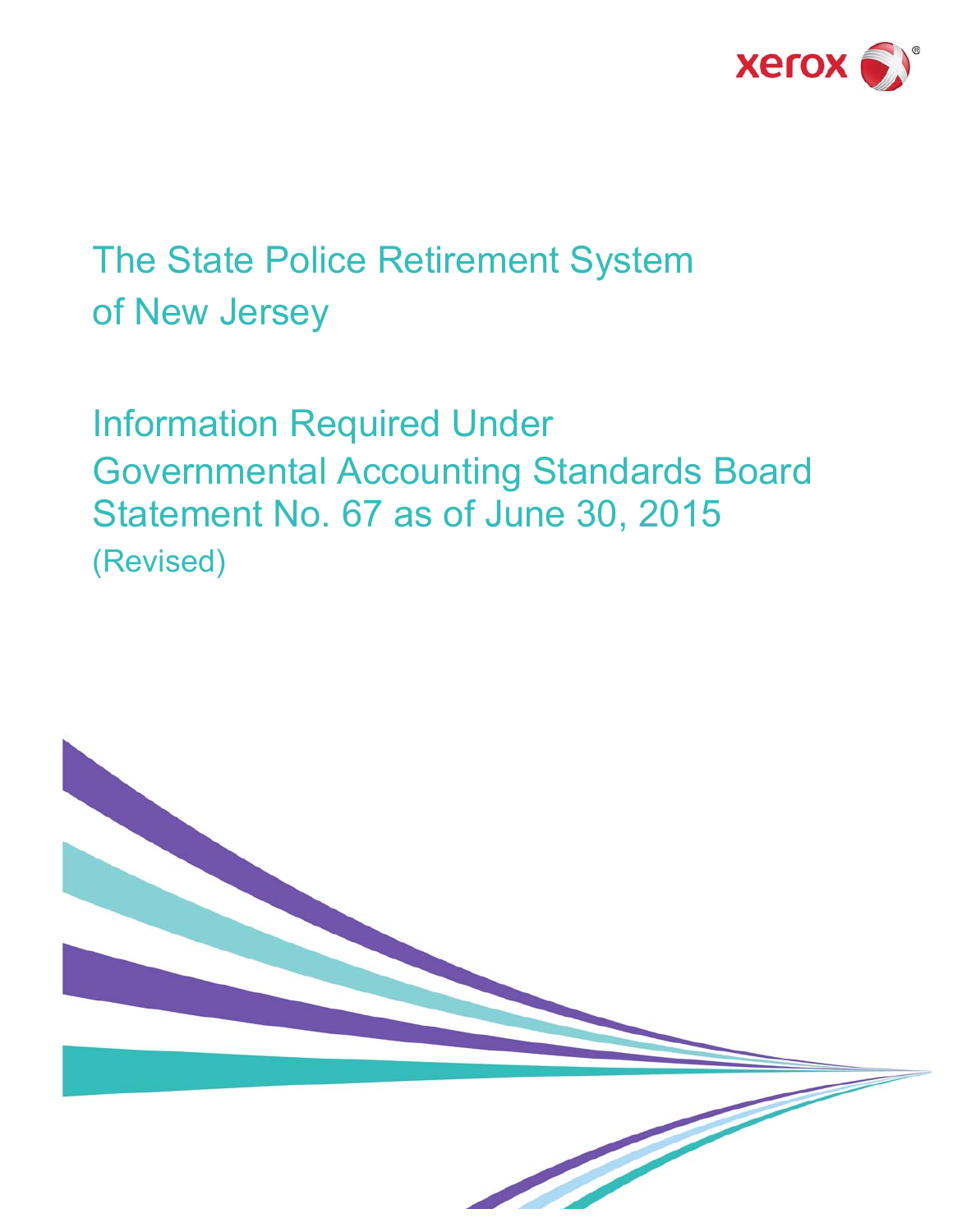xerox

# The State Police Retirement System of New Jersey

## Information Required Under Governmental Accounting Standards Board Statement No. 67 as of June 30, 2015

(Revised)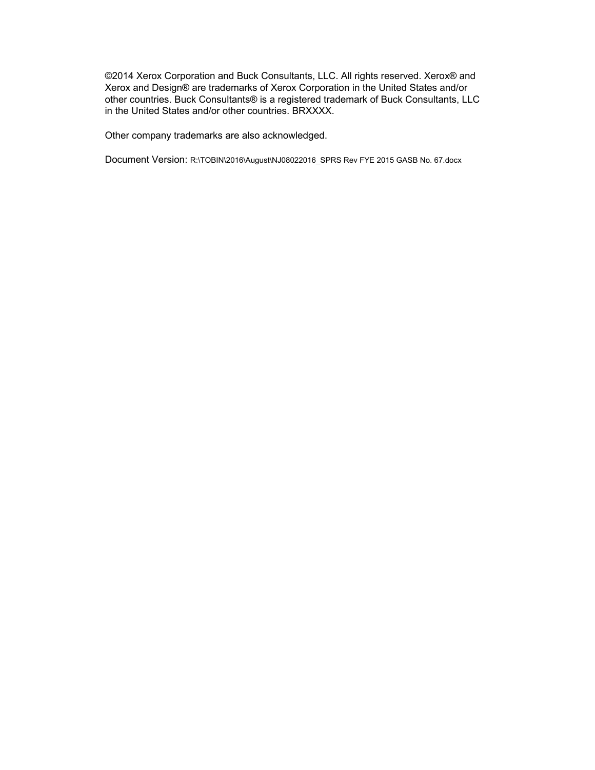©2014 Xerox Corporation and Buck Consultants, LLC. All rights reserved. Xerox® and Xerox and Design® are trademarks of Xerox Corporation in the United States and/or other countries. Buck Consultants® is a registered trademark of Buck Consultants, LLC in the United States and/or other countries. BRXXXX.

Other company trademarks are also acknowledged.

Document Version: R:\TOBIN\2016\August\NJ08022016_SPRS Rev FYE 2015 GASB No. 67.docx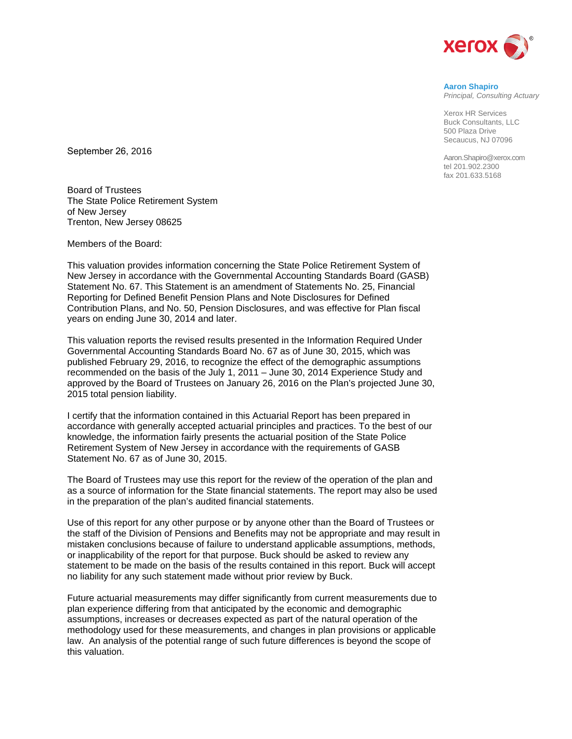xerox®

**Aaron Shapiro**
*Principal, Consulting Actuary*

Xerox HR Services
Buck Consultants, LLC
500 Plaza Drive
Secaucus, NJ 07096

Aaron.Shapiro@xerox.com
tel 201.902.2300
fax 201.633.5168

September 26, 2016

Board of Trustees
The State Police Retirement System
of New Jersey
Trenton, New Jersey 08625

Members of the Board:

This valuation provides information concerning the State Police Retirement System of New Jersey in accordance with the Governmental Accounting Standards Board (GASB) Statement No. 67. This Statement is an amendment of Statements No. 25, Financial Reporting for Defined Benefit Pension Plans and Note Disclosures for Defined Contribution Plans, and No. 50, Pension Disclosures, and was effective for Plan fiscal years on ending June 30, 2014 and later.

This valuation reports the revised results presented in the Information Required Under Governmental Accounting Standards Board No. 67 as of June 30, 2015, which was published February 29, 2016, to recognize the effect of the demographic assumptions recommended on the basis of the July 1, 2011 – June 30, 2014 Experience Study and approved by the Board of Trustees on January 26, 2016 on the Plan's projected June 30, 2015 total pension liability.

I certify that the information contained in this Actuarial Report has been prepared in accordance with generally accepted actuarial principles and practices. To the best of our knowledge, the information fairly presents the actuarial position of the State Police Retirement System of New Jersey in accordance with the requirements of GASB Statement No. 67 as of June 30, 2015.

The Board of Trustees may use this report for the review of the operation of the plan and as a source of information for the State financial statements. The report may also be used in the preparation of the plan's audited financial statements.

Use of this report for any other purpose or by anyone other than the Board of Trustees or the staff of the Division of Pensions and Benefits may not be appropriate and may result in mistaken conclusions because of failure to understand applicable assumptions, methods, or inapplicability of the report for that purpose. Buck should be asked to review any statement to be made on the basis of the results contained in this report. Buck will accept no liability for any such statement made without prior review by Buck.

Future actuarial measurements may differ significantly from current measurements due to plan experience differing from that anticipated by the economic and demographic assumptions, increases or decreases expected as part of the natural operation of the methodology used for these measurements, and changes in plan provisions or applicable law. An analysis of the potential range of such future differences is beyond the scope of this valuation.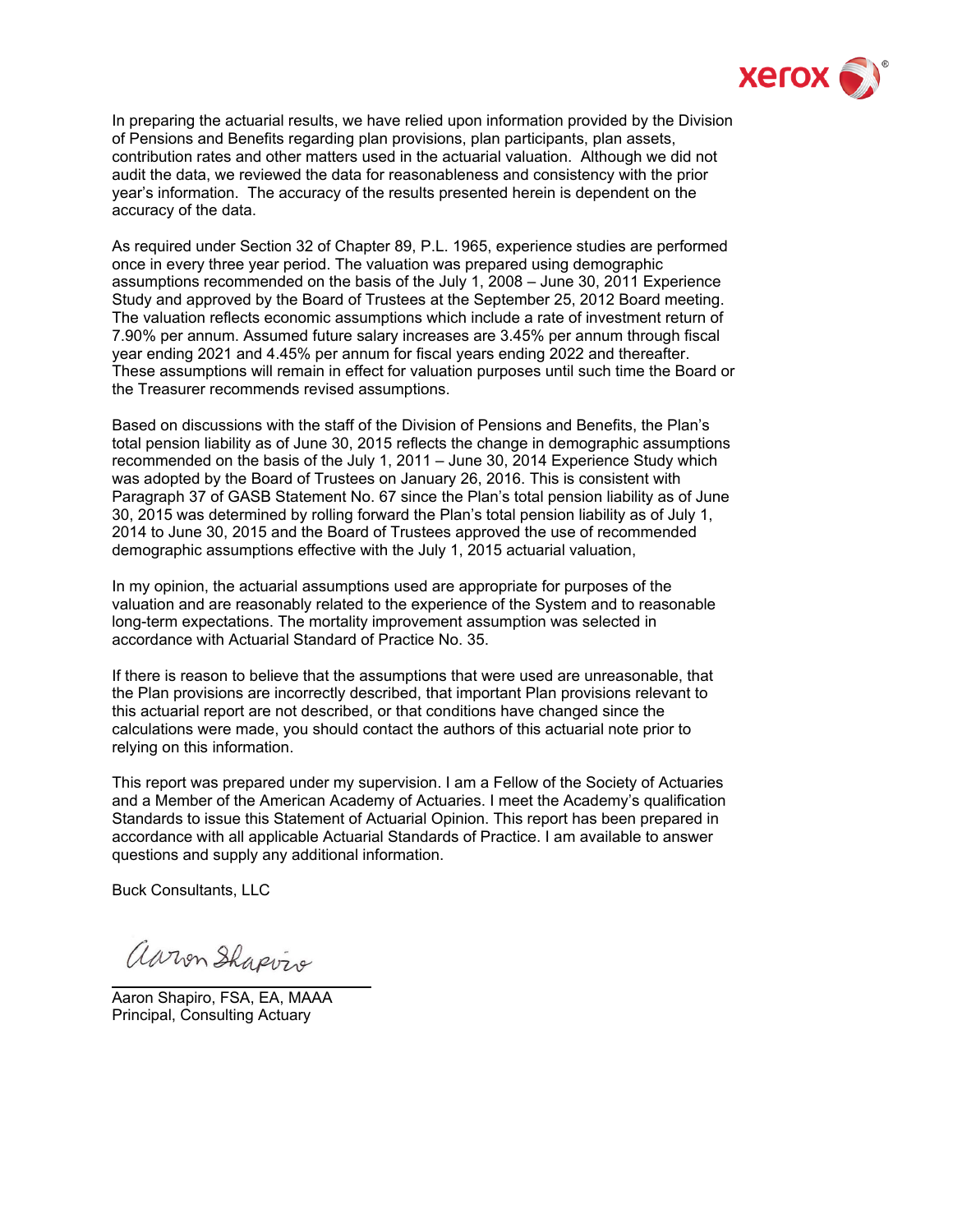In preparing the actuarial results, we have relied upon information provided by the Division of Pensions and Benefits regarding plan provisions, plan participants, plan assets, contribution rates and other matters used in the actuarial valuation. Although we did not audit the data, we reviewed the data for reasonableness and consistency with the prior year's information. The accuracy of the results presented herein is dependent on the accuracy of the data.

As required under Section 32 of Chapter 89, P.L. 1965, experience studies are performed once in every three year period. The valuation was prepared using demographic assumptions recommended on the basis of the July 1, 2008 – June 30, 2011 Experience Study and approved by the Board of Trustees at the September 25, 2012 Board meeting. The valuation reflects economic assumptions which include a rate of investment return of 7.90% per annum. Assumed future salary increases are 3.45% per annum through fiscal year ending 2021 and 4.45% per annum for fiscal years ending 2022 and thereafter. These assumptions will remain in effect for valuation purposes until such time the Board or the Treasurer recommends revised assumptions.

Based on discussions with the staff of the Division of Pensions and Benefits, the Plan's total pension liability as of June 30, 2015 reflects the change in demographic assumptions recommended on the basis of the July 1, 2011 – June 30, 2014 Experience Study which was adopted by the Board of Trustees on January 26, 2016. This is consistent with Paragraph 37 of GASB Statement No. 67 since the Plan's total pension liability as of June 30, 2015 was determined by rolling forward the Plan's total pension liability as of July 1, 2014 to June 30, 2015 and the Board of Trustees approved the use of recommended demographic assumptions effective with the July 1, 2015 actuarial valuation,

In my opinion, the actuarial assumptions used are appropriate for purposes of the valuation and are reasonably related to the experience of the System and to reasonable long-term expectations. The mortality improvement assumption was selected in accordance with Actuarial Standard of Practice No. 35.

If there is reason to believe that the assumptions that were used are unreasonable, that the Plan provisions are incorrectly described, that important Plan provisions relevant to this actuarial report are not described, or that conditions have changed since the calculations were made, you should contact the authors of this actuarial note prior to relying on this information.

This report was prepared under my supervision. I am a Fellow of the Society of Actuaries and a Member of the American Academy of Actuaries. I meet the Academy's qualification Standards to issue this Statement of Actuarial Opinion. This report has been prepared in accordance with all applicable Actuarial Standards of Practice. I am available to answer questions and supply any additional information.

Buck Consultants, LLC

Aaron Shapiro, FSA, EA, MAAA
Principal, Consulting Actuary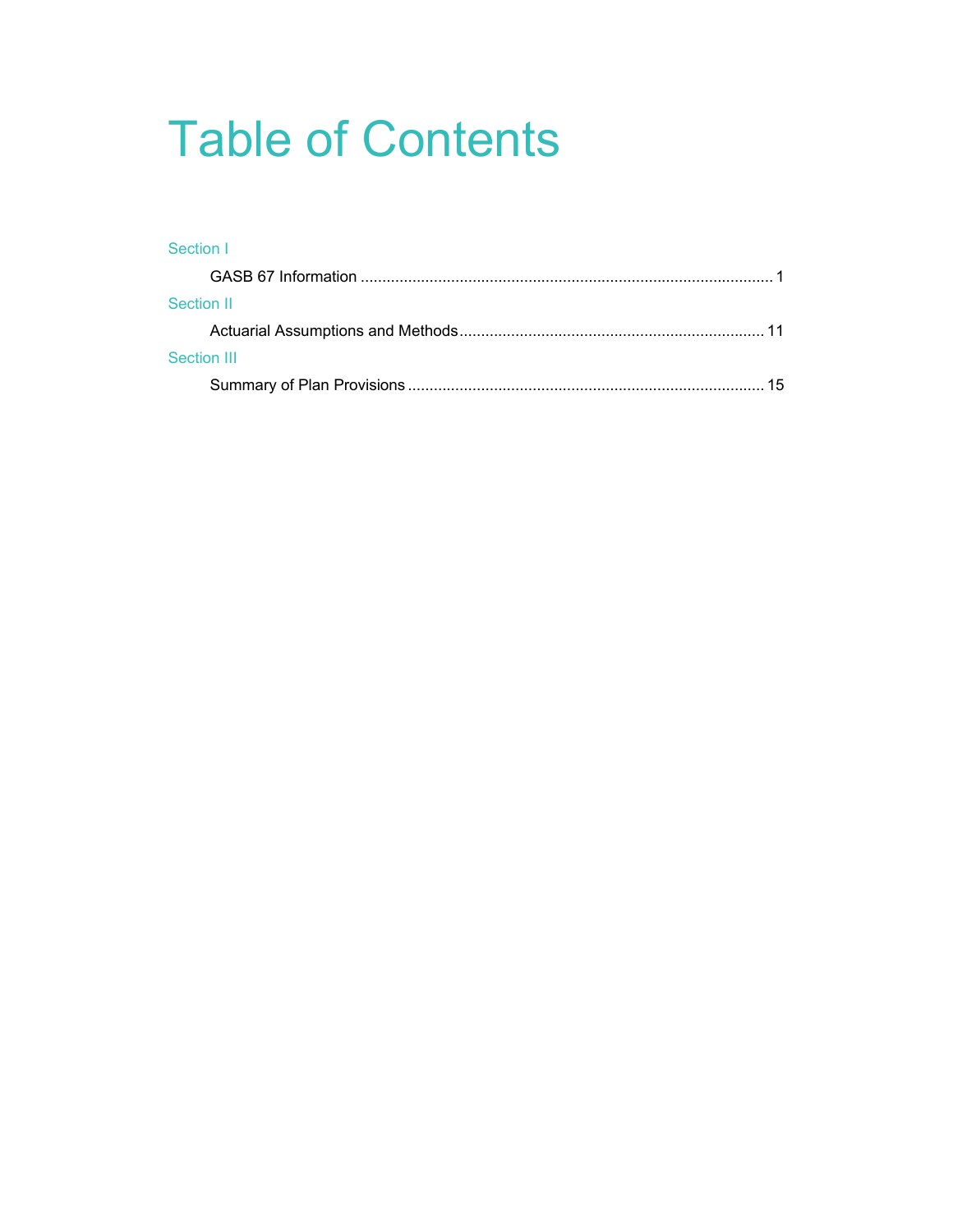# Table of Contents

Section I

GASB 67 Information ............................................................................................... 1

Section II

Actuarial Assumptions and Methods ...................................................................... 11

Section III

Summary of Plan Provisions .................................................................................. 15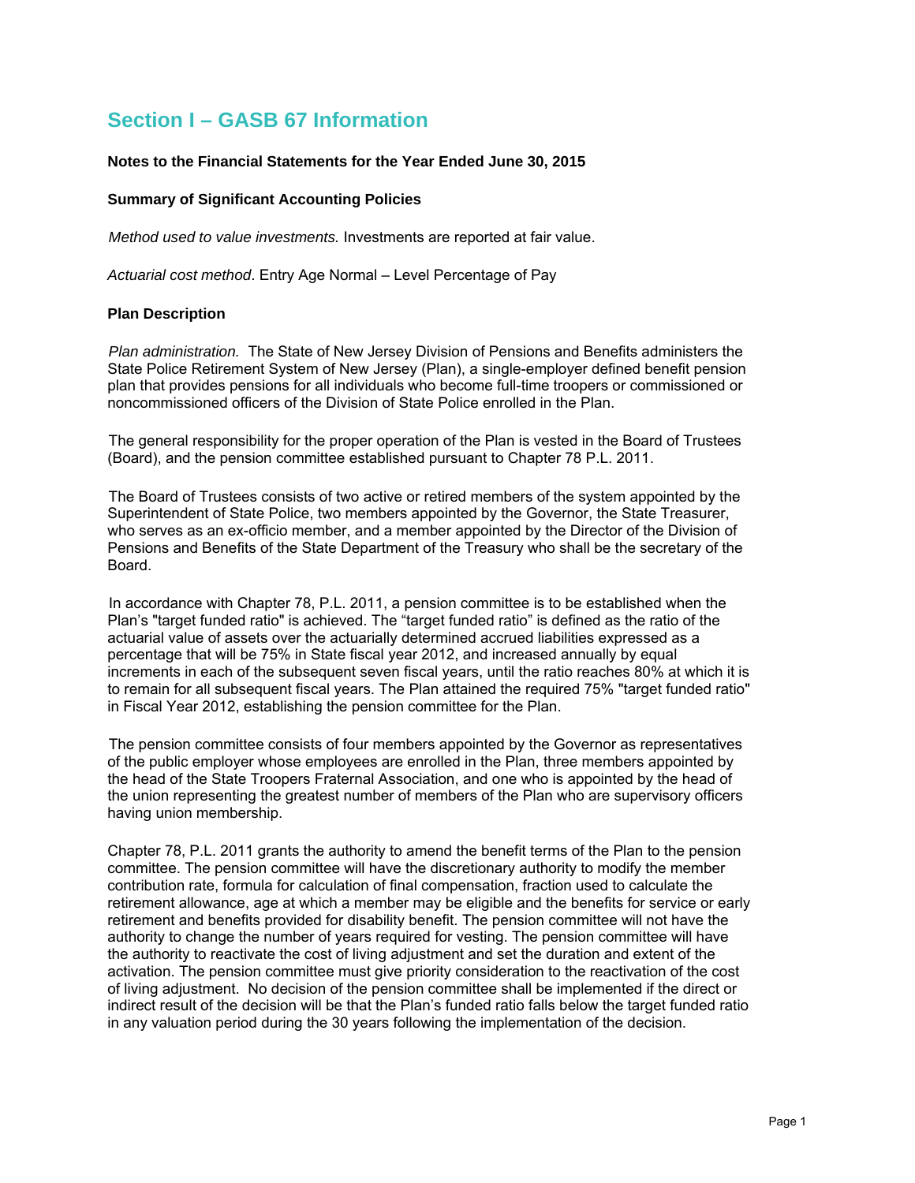# Section I – GASB 67 Information

**Notes to the Financial Statements for the Year Ended June 30, 2015**

**Summary of Significant Accounting Policies**

*Method used to value investments.* Investments are reported at fair value.

*Actuarial cost method*. Entry Age Normal – Level Percentage of Pay

**Plan Description**

*Plan administration.* The State of New Jersey Division of Pensions and Benefits administers the State Police Retirement System of New Jersey (Plan), a single-employer defined benefit pension plan that provides pensions for all individuals who become full-time troopers or commissioned or noncommissioned officers of the Division of State Police enrolled in the Plan.

The general responsibility for the proper operation of the Plan is vested in the Board of Trustees (Board), and the pension committee established pursuant to Chapter 78 P.L. 2011.

The Board of Trustees consists of two active or retired members of the system appointed by the Superintendent of State Police, two members appointed by the Governor, the State Treasurer, who serves as an ex-officio member, and a member appointed by the Director of the Division of Pensions and Benefits of the State Department of the Treasury who shall be the secretary of the Board.

In accordance with Chapter 78, P.L. 2011, a pension committee is to be established when the Plan's "target funded ratio" is achieved. The "target funded ratio" is defined as the ratio of the actuarial value of assets over the actuarially determined accrued liabilities expressed as a percentage that will be 75% in State fiscal year 2012, and increased annually by equal increments in each of the subsequent seven fiscal years, until the ratio reaches 80% at which it is to remain for all subsequent fiscal years. The Plan attained the required 75% "target funded ratio" in Fiscal Year 2012, establishing the pension committee for the Plan.

The pension committee consists of four members appointed by the Governor as representatives of the public employer whose employees are enrolled in the Plan, three members appointed by the head of the State Troopers Fraternal Association, and one who is appointed by the head of the union representing the greatest number of members of the Plan who are supervisory officers having union membership.

Chapter 78, P.L. 2011 grants the authority to amend the benefit terms of the Plan to the pension committee. The pension committee will have the discretionary authority to modify the member contribution rate, formula for calculation of final compensation, fraction used to calculate the retirement allowance, age at which a member may be eligible and the benefits for service or early retirement and benefits provided for disability benefit. The pension committee will not have the authority to change the number of years required for vesting. The pension committee will have the authority to reactivate the cost of living adjustment and set the duration and extent of the activation. The pension committee must give priority consideration to the reactivation of the cost of living adjustment. No decision of the pension committee shall be implemented if the direct or indirect result of the decision will be that the Plan's funded ratio falls below the target funded ratio in any valuation period during the 30 years following the implementation of the decision.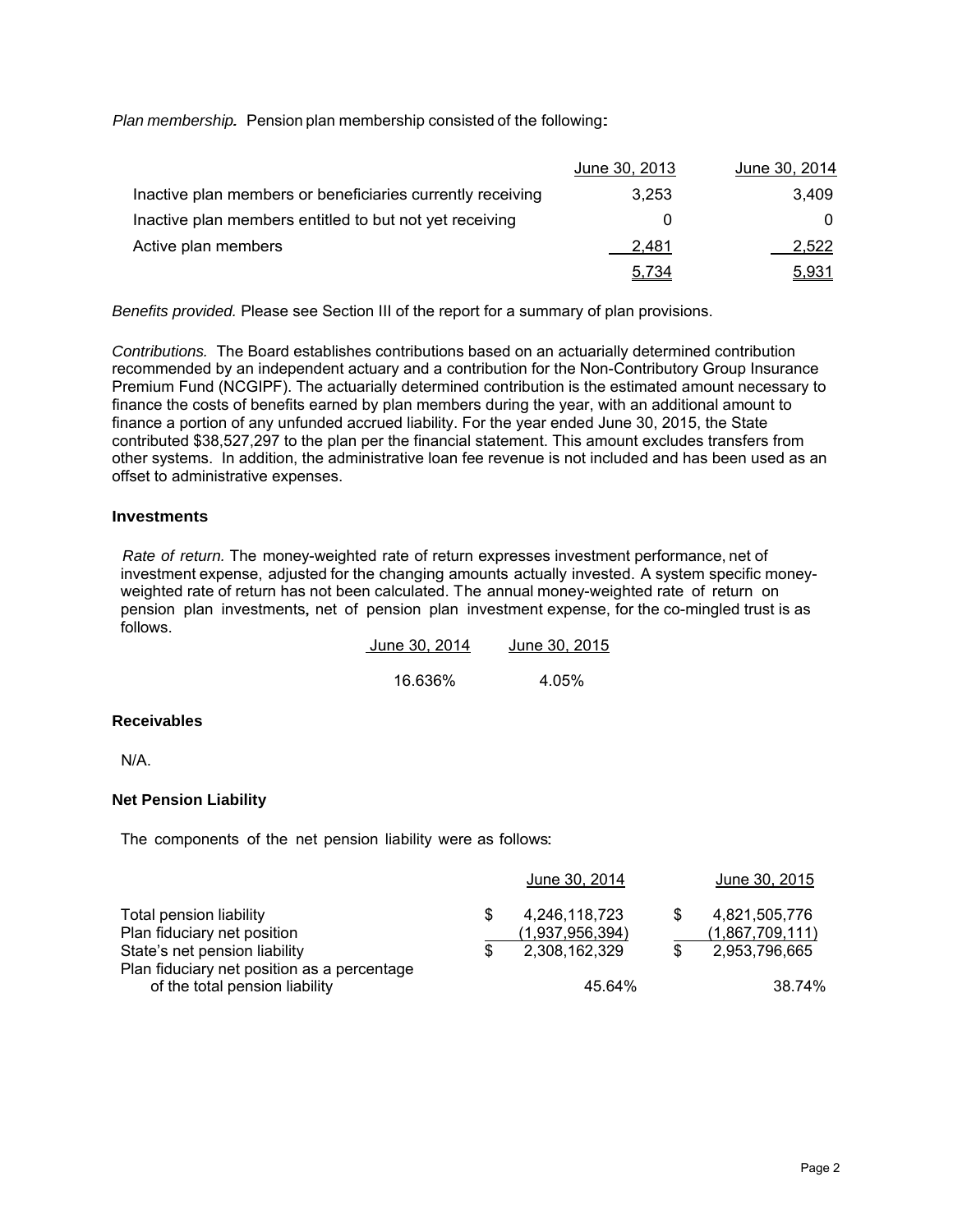*Plan membership.* Pension plan membership consisted of the following:

| | June 30, 2013 | June 30, 2014 |
|---|---|---|
| Inactive plan members or beneficiaries currently receiving | 3,253 | 3,409 |
| Inactive plan members entitled to but not yet receiving | 0 | 0 |
| Active plan members | 2,481 | 2,522 |
| | 5,734 | 5,931 |

*Benefits provided.* Please see Section III of the report for a summary of plan provisions.

*Contributions.* The Board establishes contributions based on an actuarially determined contribution recommended by an independent actuary and a contribution for the Non-Contributory Group Insurance Premium Fund (NCGIPF). The actuarially determined contribution is the estimated amount necessary to finance the costs of benefits earned by plan members during the year, with an additional amount to finance a portion of any unfunded accrued liability. For the year ended June 30, 2015, the State contributed $38,527,297 to the plan per the financial statement. This amount excludes transfers from other systems. In addition, the administrative loan fee revenue is not included and has been used as an offset to administrative expenses.

### Investments

*Rate of return.* The money-weighted rate of return expresses investment performance, net of investment expense, adjusted for the changing amounts actually invested. A system specific money-weighted rate of return has not been calculated. The annual money-weighted rate of return on pension plan investments, net of pension plan investment expense, for the co-mingled trust is as follows.

| June 30, 2014 | June 30, 2015 |
|---|---|
| 16.636% | 4.05% |

### Receivables

N/A.

### Net Pension Liability

The components of the net pension liability were as follows:

| | June 30, 2014 | June 30, 2015 |
|---|---|---|
| Total pension liability | $ 4,246,118,723 | $ 4,821,505,776 |
| Plan fiduciary net position | (1,937,956,394) | (1,867,709,111) |
| State's net pension liability | $ 2,308,162,329 | $ 2,953,796,665 |
| Plan fiduciary net position as a percentage of the total pension liability | 45.64% | 38.74% |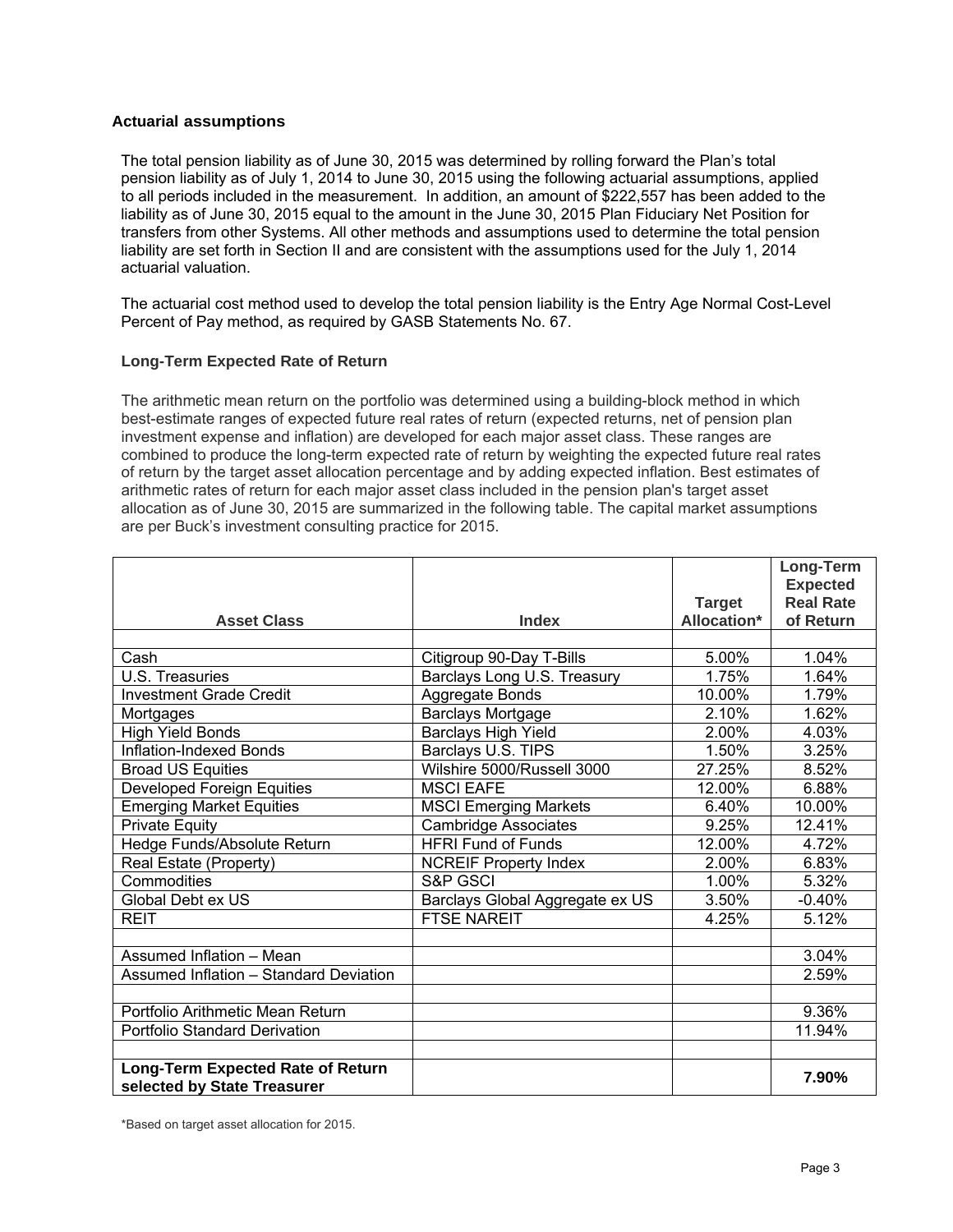## Actuarial assumptions

The total pension liability as of June 30, 2015 was determined by rolling forward the Plan's total pension liability as of July 1, 2014 to June 30, 2015 using the following actuarial assumptions, applied to all periods included in the measurement. In addition, an amount of $222,557 has been added to the liability as of June 30, 2015 equal to the amount in the June 30, 2015 Plan Fiduciary Net Position for transfers from other Systems. All other methods and assumptions used to determine the total pension liability are set forth in Section II and are consistent with the assumptions used for the July 1, 2014 actuarial valuation.

The actuarial cost method used to develop the total pension liability is the Entry Age Normal Cost-Level Percent of Pay method, as required by GASB Statements No. 67.

### Long-Term Expected Rate of Return

The arithmetic mean return on the portfolio was determined using a building-block method in which best-estimate ranges of expected future real rates of return (expected returns, net of pension plan investment expense and inflation) are developed for each major asset class. These ranges are combined to produce the long-term expected rate of return by weighting the expected future real rates of return by the target asset allocation percentage and by adding expected inflation. Best estimates of arithmetic rates of return for each major asset class included in the pension plan's target asset allocation as of June 30, 2015 are summarized in the following table. The capital market assumptions are per Buck's investment consulting practice for 2015.

| Asset Class | Index | Target Allocation* | Long-Term Expected Real Rate of Return |
|---|---|---|---|
| | | | |
| Cash | Citigroup 90-Day T-Bills | 5.00% | 1.04% |
| U.S. Treasuries | Barclays Long U.S. Treasury | 1.75% | 1.64% |
| Investment Grade Credit | Aggregate Bonds | 10.00% | 1.79% |
| Mortgages | Barclays Mortgage | 2.10% | 1.62% |
| High Yield Bonds | Barclays High Yield | 2.00% | 4.03% |
| Inflation-Indexed Bonds | Barclays U.S. TIPS | 1.50% | 3.25% |
| Broad US Equities | Wilshire 5000/Russell 3000 | 27.25% | 8.52% |
| Developed Foreign Equities | MSCI EAFE | 12.00% | 6.88% |
| Emerging Market Equities | MSCI Emerging Markets | 6.40% | 10.00% |
| Private Equity | Cambridge Associates | 9.25% | 12.41% |
| Hedge Funds/Absolute Return | HFRI Fund of Funds | 12.00% | 4.72% |
| Real Estate (Property) | NCREIF Property Index | 2.00% | 6.83% |
| Commodities | S&P GSCI | 1.00% | 5.32% |
| Global Debt ex US | Barclays Global Aggregate ex US | 3.50% | -0.40% |
| REIT | FTSE NAREIT | 4.25% | 5.12% |
| | | | |
| Assumed Inflation – Mean | | | 3.04% |
| Assumed Inflation – Standard Deviation | | | 2.59% |
| | | | |
| Portfolio Arithmetic Mean Return | | | 9.36% |
| Portfolio Standard Derivation | | | 11.94% |
| | | | |
| **Long-Term Expected Rate of Return selected by State Treasurer** | | | **7.90%** |

*Based on target asset allocation for 2015.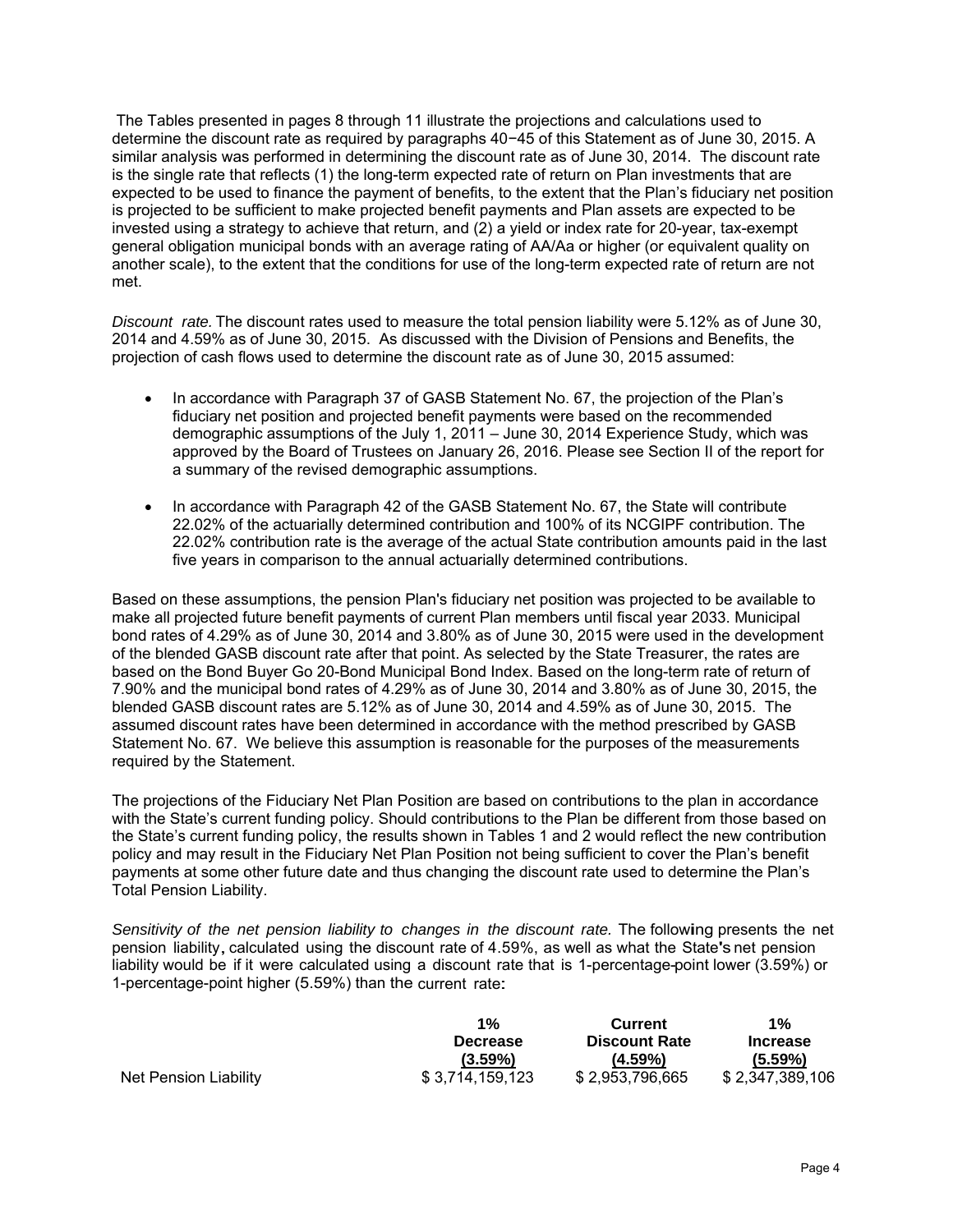The Tables presented in pages 8 through 11 illustrate the projections and calculations used to determine the discount rate as required by paragraphs 40−45 of this Statement as of June 30, 2015. A similar analysis was performed in determining the discount rate as of June 30, 2014. The discount rate is the single rate that reflects (1) the long-term expected rate of return on Plan investments that are expected to be used to finance the payment of benefits, to the extent that the Plan's fiduciary net position is projected to be sufficient to make projected benefit payments and Plan assets are expected to be invested using a strategy to achieve that return, and (2) a yield or index rate for 20-year, tax-exempt general obligation municipal bonds with an average rating of AA/Aa or higher (or equivalent quality on another scale), to the extent that the conditions for use of the long-term expected rate of return are not met.

*Discount rate.* The discount rates used to measure the total pension liability were 5.12% as of June 30, 2014 and 4.59% as of June 30, 2015. As discussed with the Division of Pensions and Benefits, the projection of cash flows used to determine the discount rate as of June 30, 2015 assumed:

- In accordance with Paragraph 37 of GASB Statement No. 67, the projection of the Plan's fiduciary net position and projected benefit payments were based on the recommended demographic assumptions of the July 1, 2011 – June 30, 2014 Experience Study, which was approved by the Board of Trustees on January 26, 2016. Please see Section II of the report for a summary of the revised demographic assumptions.
- In accordance with Paragraph 42 of the GASB Statement No. 67, the State will contribute 22.02% of the actuarially determined contribution and 100% of its NCGIPF contribution. The 22.02% contribution rate is the average of the actual State contribution amounts paid in the last five years in comparison to the annual actuarially determined contributions.

Based on these assumptions, the pension Plan's fiduciary net position was projected to be available to make all projected future benefit payments of current Plan members until fiscal year 2033. Municipal bond rates of 4.29% as of June 30, 2014 and 3.80% as of June 30, 2015 were used in the development of the blended GASB discount rate after that point. As selected by the State Treasurer, the rates are based on the Bond Buyer Go 20-Bond Municipal Bond Index. Based on the long-term rate of return of 7.90% and the municipal bond rates of 4.29% as of June 30, 2014 and 3.80% as of June 30, 2015, the blended GASB discount rates are 5.12% as of June 30, 2014 and 4.59% as of June 30, 2015. The assumed discount rates have been determined in accordance with the method prescribed by GASB Statement No. 67. We believe this assumption is reasonable for the purposes of the measurements required by the Statement.

The projections of the Fiduciary Net Plan Position are based on contributions to the plan in accordance with the State's current funding policy. Should contributions to the Plan be different from those based on the State's current funding policy, the results shown in Tables 1 and 2 would reflect the new contribution policy and may result in the Fiduciary Net Plan Position not being sufficient to cover the Plan's benefit payments at some other future date and thus changing the discount rate used to determine the Plan's Total Pension Liability.

*Sensitivity of the net pension liability to changes in the discount rate.* The following presents the net pension liability, calculated using the discount rate of 4.59%, as well as what the State's net pension liability would be if it were calculated using a discount rate that is 1-percentage-point lower (3.59%) or 1-percentage-point higher (5.59%) than the current rate:

| | 1% Decrease (3.59%) | Current Discount Rate (4.59%) | 1% Increase (5.59%) |
|---|---|---|---|
| Net Pension Liability | $ 3,714,159,123 | $ 2,953,796,665 | $ 2,347,389,106 |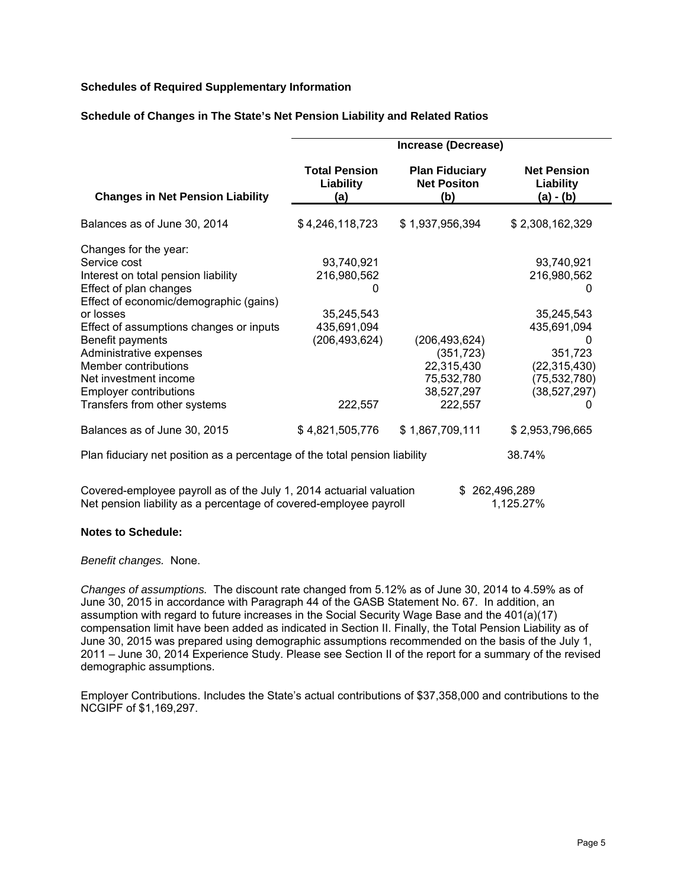**Schedules of Required Supplementary Information**

**Schedule of Changes in The State's Net Pension Liability and Related Ratios**

| | Increase (Decrease) | | |
|---|---|---|---|
| **Changes in Net Pension Liability** | **Total Pension Liability (a)** | **Plan Fiduciary Net Positon (b)** | **Net Pension Liability (a) - (b)** |
| Balances as of June 30, 2014 | $ 4,246,118,723 | $ 1,937,956,394 | $ 2,308,162,329 |
| Changes for the year: | | | |
| Service cost | 93,740,921 | | 93,740,921 |
| Interest on total pension liability | 216,980,562 | | 216,980,562 |
| Effect of plan changes | 0 | | 0 |
| Effect of economic/demographic (gains) or losses | 35,245,543 | | 35,245,543 |
| Effect of assumptions changes or inputs | 435,691,094 | | 435,691,094 |
| Benefit payments | (206,493,624) | (206,493,624) | 0 |
| Administrative expenses | | (351,723) | 351,723 |
| Member contributions | | 22,315,430 | (22,315,430) |
| Net investment income | | 75,532,780 | (75,532,780) |
| Employer contributions | | 38,527,297 | (38,527,297) |
| Transfers from other systems | 222,557 | 222,557 | 0 |
| Balances as of June 30, 2015 | $ 4,821,505,776 | $ 1,867,709,111 | $ 2,953,796,665 |
| Plan fiduciary net position as a percentage of the total pension liability | | | 38.74% |

| | |
|---|---|
| Covered-employee payroll as of the July 1, 2014 actuarial valuation | $ 262,496,289 |
| Net pension liability as a percentage of covered-employee payroll | 1,125.27% |

**Notes to Schedule:**

*Benefit changes.* None.

*Changes of assumptions.* The discount rate changed from 5.12% as of June 30, 2014 to 4.59% as of June 30, 2015 in accordance with Paragraph 44 of the GASB Statement No. 67. In addition, an assumption with regard to future increases in the Social Security Wage Base and the 401(a)(17) compensation limit have been added as indicated in Section II. Finally, the Total Pension Liability as of June 30, 2015 was prepared using demographic assumptions recommended on the basis of the July 1, 2011 – June 30, 2014 Experience Study. Please see Section II of the report for a summary of the revised demographic assumptions.

Employer Contributions. Includes the State's actual contributions of $37,358,000 and contributions to the NCGIPF of $1,169,297.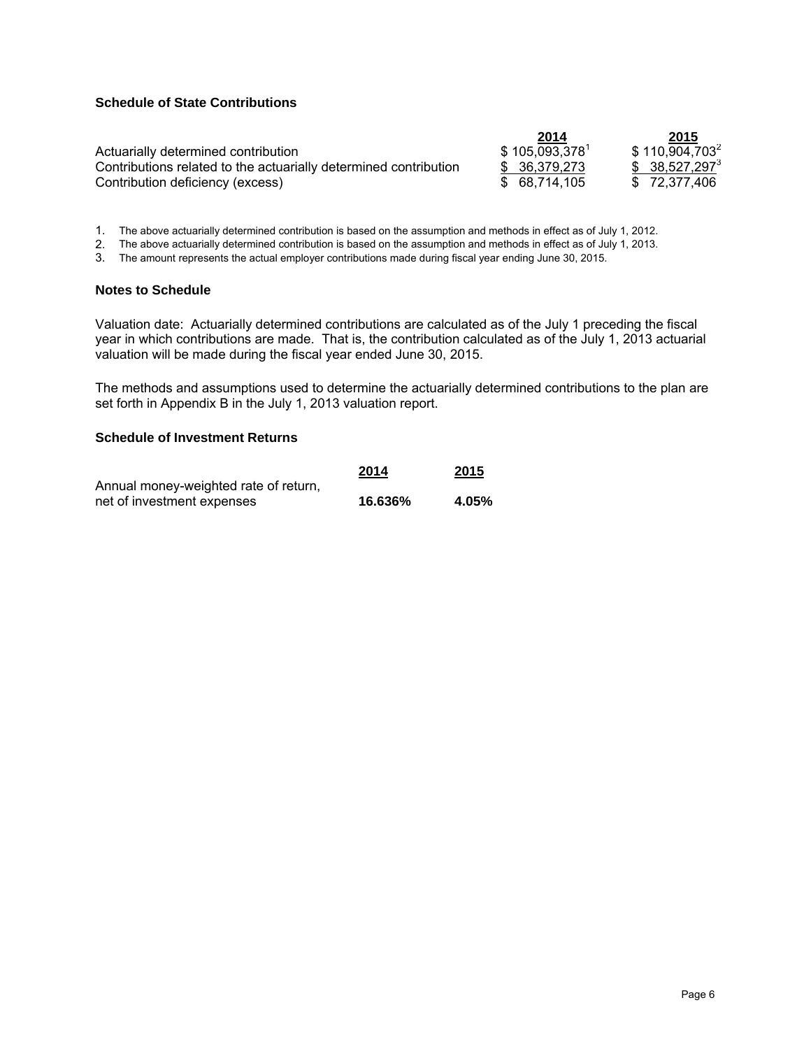### Schedule of State Contributions

| | 2014 | 2015 |
|---|---|---|
| Actuarially determined contribution | $ 105,093,378[1] | $ 110,904,703[2] |
| Contributions related to the actuarially determined contribution | $ 36,379,273 | $ 38,527,297[3] |
| Contribution deficiency (excess) | $ 68,714,105 | $ 72,377,406 |

1. The above actuarially determined contribution is based on the assumption and methods in effect as of July 1, 2012.
2. The above actuarially determined contribution is based on the assumption and methods in effect as of July 1, 2013.
3. The amount represents the actual employer contributions made during fiscal year ending June 30, 2015.

### Notes to Schedule

Valuation date: Actuarially determined contributions are calculated as of the July 1 preceding the fiscal year in which contributions are made. That is, the contribution calculated as of the July 1, 2013 actuarial valuation will be made during the fiscal year ended June 30, 2015.

The methods and assumptions used to determine the actuarially determined contributions to the plan are set forth in Appendix B in the July 1, 2013 valuation report.

### Schedule of Investment Returns

| | 2014 | 2015 |
|---|---|---|
| Annual money-weighted rate of return, net of investment expenses | **16.636%** | **4.05%** |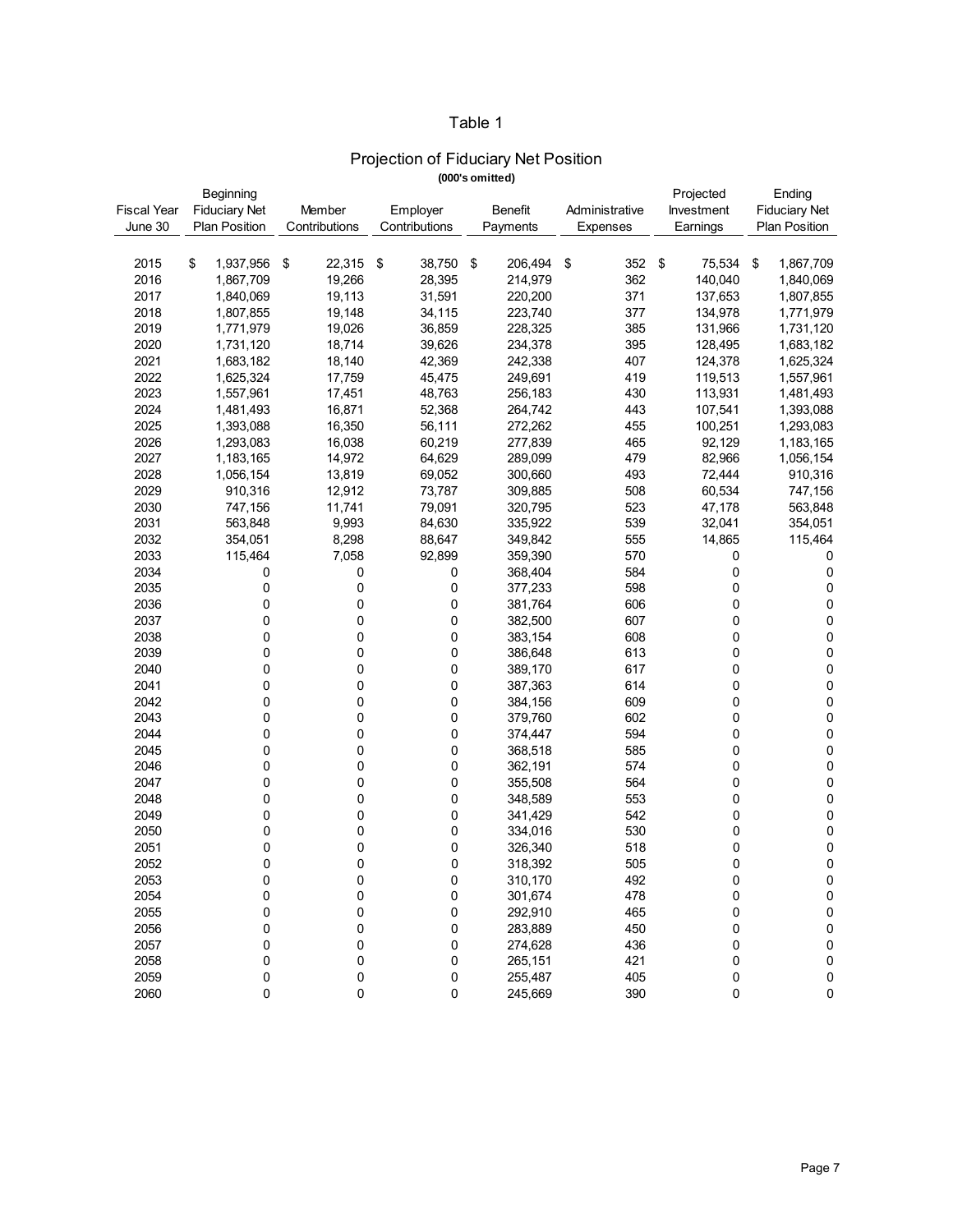# Table 1

## Projection of Fiduciary Net Position

**(000's omitted)**

| Fiscal Year June 30 | Beginning Fiduciary Net Plan Position | Member Contributions | Employer Contributions | Benefit Payments | Administrative Expenses | Projected Investment Earnings | Ending Fiduciary Net Plan Position |
|---|---|---|---|---|---|---|---|
| 2015 | $ 1,937,956 | $ 22,315 | $ 38,750 | $ 206,494 | $ 352 | $ 75,534 | $ 1,867,709 |
| 2016 | 1,867,709 | 19,266 | 28,395 | 214,979 | 362 | 140,040 | 1,840,069 |
| 2017 | 1,840,069 | 19,113 | 31,591 | 220,200 | 371 | 137,653 | 1,807,855 |
| 2018 | 1,807,855 | 19,148 | 34,115 | 223,740 | 377 | 134,978 | 1,771,979 |
| 2019 | 1,771,979 | 19,026 | 36,859 | 228,325 | 385 | 131,966 | 1,731,120 |
| 2020 | 1,731,120 | 18,714 | 39,626 | 234,378 | 395 | 128,495 | 1,683,182 |
| 2021 | 1,683,182 | 18,140 | 42,369 | 242,338 | 407 | 124,378 | 1,625,324 |
| 2022 | 1,625,324 | 17,759 | 45,475 | 249,691 | 419 | 119,513 | 1,557,961 |
| 2023 | 1,557,961 | 17,451 | 48,763 | 256,183 | 430 | 113,931 | 1,481,493 |
| 2024 | 1,481,493 | 16,871 | 52,368 | 264,742 | 443 | 107,541 | 1,393,088 |
| 2025 | 1,393,088 | 16,350 | 56,111 | 272,262 | 455 | 100,251 | 1,293,083 |
| 2026 | 1,293,083 | 16,038 | 60,219 | 277,839 | 465 | 92,129 | 1,183,165 |
| 2027 | 1,183,165 | 14,972 | 64,629 | 289,099 | 479 | 82,966 | 1,056,154 |
| 2028 | 1,056,154 | 13,819 | 69,052 | 300,660 | 493 | 72,444 | 910,316 |
| 2029 | 910,316 | 12,912 | 73,787 | 309,885 | 508 | 60,534 | 747,156 |
| 2030 | 747,156 | 11,741 | 79,091 | 320,795 | 523 | 47,178 | 563,848 |
| 2031 | 563,848 | 9,993 | 84,630 | 335,922 | 539 | 32,041 | 354,051 |
| 2032 | 354,051 | 8,298 | 88,647 | 349,842 | 555 | 14,865 | 115,464 |
| 2033 | 115,464 | 7,058 | 92,899 | 359,390 | 570 | 0 | 0 |
| 2034 | 0 | 0 | 0 | 368,404 | 584 | 0 | 0 |
| 2035 | 0 | 0 | 0 | 377,233 | 598 | 0 | 0 |
| 2036 | 0 | 0 | 0 | 381,764 | 606 | 0 | 0 |
| 2037 | 0 | 0 | 0 | 382,500 | 607 | 0 | 0 |
| 2038 | 0 | 0 | 0 | 383,154 | 608 | 0 | 0 |
| 2039 | 0 | 0 | 0 | 386,648 | 613 | 0 | 0 |
| 2040 | 0 | 0 | 0 | 389,170 | 617 | 0 | 0 |
| 2041 | 0 | 0 | 0 | 387,363 | 614 | 0 | 0 |
| 2042 | 0 | 0 | 0 | 384,156 | 609 | 0 | 0 |
| 2043 | 0 | 0 | 0 | 379,760 | 602 | 0 | 0 |
| 2044 | 0 | 0 | 0 | 374,447 | 594 | 0 | 0 |
| 2045 | 0 | 0 | 0 | 368,518 | 585 | 0 | 0 |
| 2046 | 0 | 0 | 0 | 362,191 | 574 | 0 | 0 |
| 2047 | 0 | 0 | 0 | 355,508 | 564 | 0 | 0 |
| 2048 | 0 | 0 | 0 | 348,589 | 553 | 0 | 0 |
| 2049 | 0 | 0 | 0 | 341,429 | 542 | 0 | 0 |
| 2050 | 0 | 0 | 0 | 334,016 | 530 | 0 | 0 |
| 2051 | 0 | 0 | 0 | 326,340 | 518 | 0 | 0 |
| 2052 | 0 | 0 | 0 | 318,392 | 505 | 0 | 0 |
| 2053 | 0 | 0 | 0 | 310,170 | 492 | 0 | 0 |
| 2054 | 0 | 0 | 0 | 301,674 | 478 | 0 | 0 |
| 2055 | 0 | 0 | 0 | 292,910 | 465 | 0 | 0 |
| 2056 | 0 | 0 | 0 | 283,889 | 450 | 0 | 0 |
| 2057 | 0 | 0 | 0 | 274,628 | 436 | 0 | 0 |
| 2058 | 0 | 0 | 0 | 265,151 | 421 | 0 | 0 |
| 2059 | 0 | 0 | 0 | 255,487 | 405 | 0 | 0 |
| 2060 | 0 | 0 | 0 | 245,669 | 390 | 0 | 0 |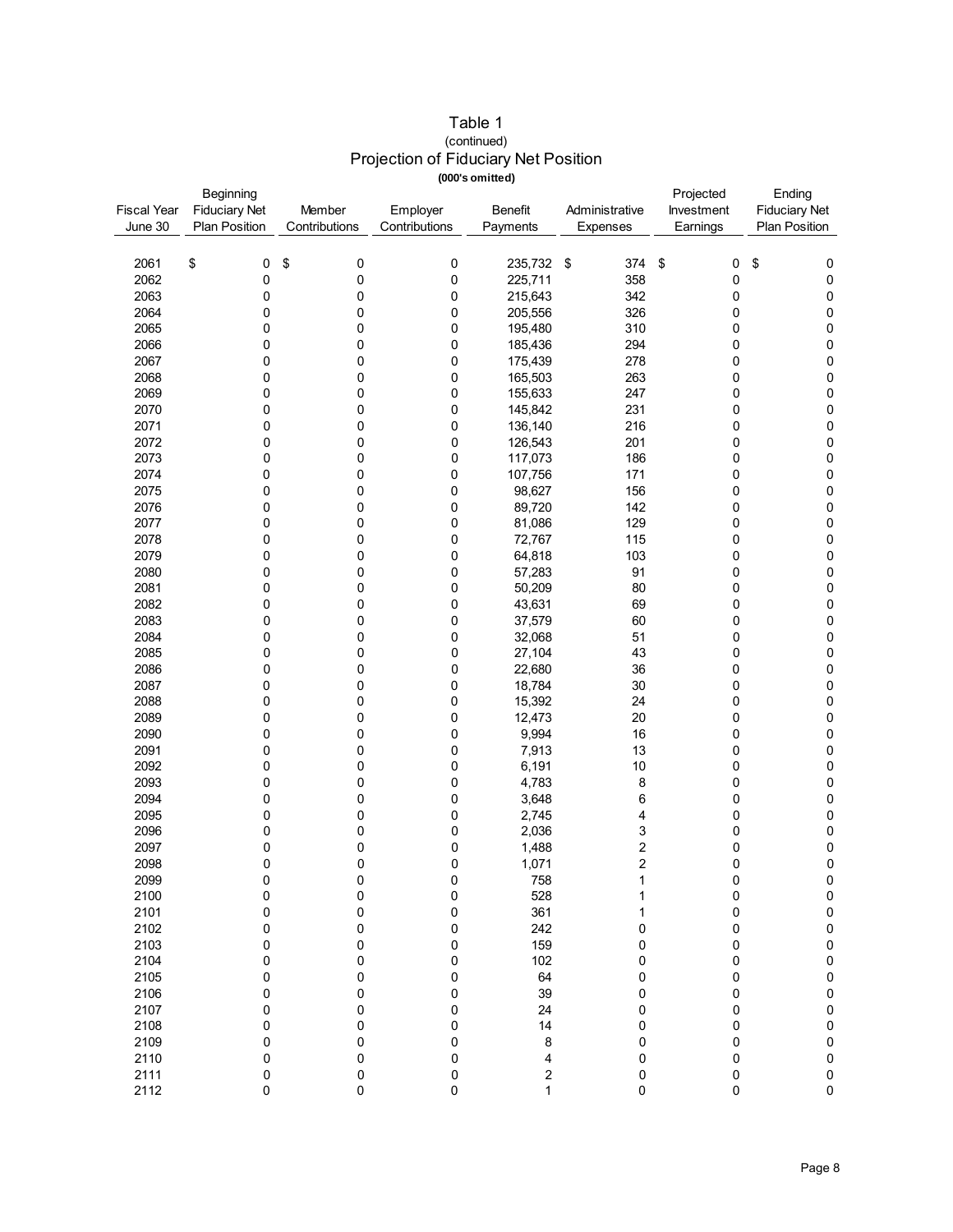# Table 1
(continued)
## Projection of Fiduciary Net Position
**(000's omitted)**

| Fiscal Year June 30 | Beginning Fiduciary Net Plan Position | Member Contributions | Employer Contributions | Benefit Payments | Administrative Expenses | Projected Investment Earnings | Ending Fiduciary Net Plan Position |
|---|---|---|---|---|---|---|---|
| 2061 | $ 0 | $ 0 | 0 | 235,732 | $ 374 | $ 0 | $ 0 |
| 2062 | 0 | 0 | 0 | 225,711 | 358 | 0 | 0 |
| 2063 | 0 | 0 | 0 | 215,643 | 342 | 0 | 0 |
| 2064 | 0 | 0 | 0 | 205,556 | 326 | 0 | 0 |
| 2065 | 0 | 0 | 0 | 195,480 | 310 | 0 | 0 |
| 2066 | 0 | 0 | 0 | 185,436 | 294 | 0 | 0 |
| 2067 | 0 | 0 | 0 | 175,439 | 278 | 0 | 0 |
| 2068 | 0 | 0 | 0 | 165,503 | 263 | 0 | 0 |
| 2069 | 0 | 0 | 0 | 155,633 | 247 | 0 | 0 |
| 2070 | 0 | 0 | 0 | 145,842 | 231 | 0 | 0 |
| 2071 | 0 | 0 | 0 | 136,140 | 216 | 0 | 0 |
| 2072 | 0 | 0 | 0 | 126,543 | 201 | 0 | 0 |
| 2073 | 0 | 0 | 0 | 117,073 | 186 | 0 | 0 |
| 2074 | 0 | 0 | 0 | 107,756 | 171 | 0 | 0 |
| 2075 | 0 | 0 | 0 | 98,627 | 156 | 0 | 0 |
| 2076 | 0 | 0 | 0 | 89,720 | 142 | 0 | 0 |
| 2077 | 0 | 0 | 0 | 81,086 | 129 | 0 | 0 |
| 2078 | 0 | 0 | 0 | 72,767 | 115 | 0 | 0 |
| 2079 | 0 | 0 | 0 | 64,818 | 103 | 0 | 0 |
| 2080 | 0 | 0 | 0 | 57,283 | 91 | 0 | 0 |
| 2081 | 0 | 0 | 0 | 50,209 | 80 | 0 | 0 |
| 2082 | 0 | 0 | 0 | 43,631 | 69 | 0 | 0 |
| 2083 | 0 | 0 | 0 | 37,579 | 60 | 0 | 0 |
| 2084 | 0 | 0 | 0 | 32,068 | 51 | 0 | 0 |
| 2085 | 0 | 0 | 0 | 27,104 | 43 | 0 | 0 |
| 2086 | 0 | 0 | 0 | 22,680 | 36 | 0 | 0 |
| 2087 | 0 | 0 | 0 | 18,784 | 30 | 0 | 0 |
| 2088 | 0 | 0 | 0 | 15,392 | 24 | 0 | 0 |
| 2089 | 0 | 0 | 0 | 12,473 | 20 | 0 | 0 |
| 2090 | 0 | 0 | 0 | 9,994 | 16 | 0 | 0 |
| 2091 | 0 | 0 | 0 | 7,913 | 13 | 0 | 0 |
| 2092 | 0 | 0 | 0 | 6,191 | 10 | 0 | 0 |
| 2093 | 0 | 0 | 0 | 4,783 | 8 | 0 | 0 |
| 2094 | 0 | 0 | 0 | 3,648 | 6 | 0 | 0 |
| 2095 | 0 | 0 | 0 | 2,745 | 4 | 0 | 0 |
| 2096 | 0 | 0 | 0 | 2,036 | 3 | 0 | 0 |
| 2097 | 0 | 0 | 0 | 1,488 | 2 | 0 | 0 |
| 2098 | 0 | 0 | 0 | 1,071 | 2 | 0 | 0 |
| 2099 | 0 | 0 | 0 | 758 | 1 | 0 | 0 |
| 2100 | 0 | 0 | 0 | 528 | 1 | 0 | 0 |
| 2101 | 0 | 0 | 0 | 361 | 1 | 0 | 0 |
| 2102 | 0 | 0 | 0 | 242 | 0 | 0 | 0 |
| 2103 | 0 | 0 | 0 | 159 | 0 | 0 | 0 |
| 2104 | 0 | 0 | 0 | 102 | 0 | 0 | 0 |
| 2105 | 0 | 0 | 0 | 64 | 0 | 0 | 0 |
| 2106 | 0 | 0 | 0 | 39 | 0 | 0 | 0 |
| 2107 | 0 | 0 | 0 | 24 | 0 | 0 | 0 |
| 2108 | 0 | 0 | 0 | 14 | 0 | 0 | 0 |
| 2109 | 0 | 0 | 0 | 8 | 0 | 0 | 0 |
| 2110 | 0 | 0 | 0 | 4 | 0 | 0 | 0 |
| 2111 | 0 | 0 | 0 | 2 | 0 | 0 | 0 |
| 2112 | 0 | 0 | 0 | 1 | 0 | 0 | 0 |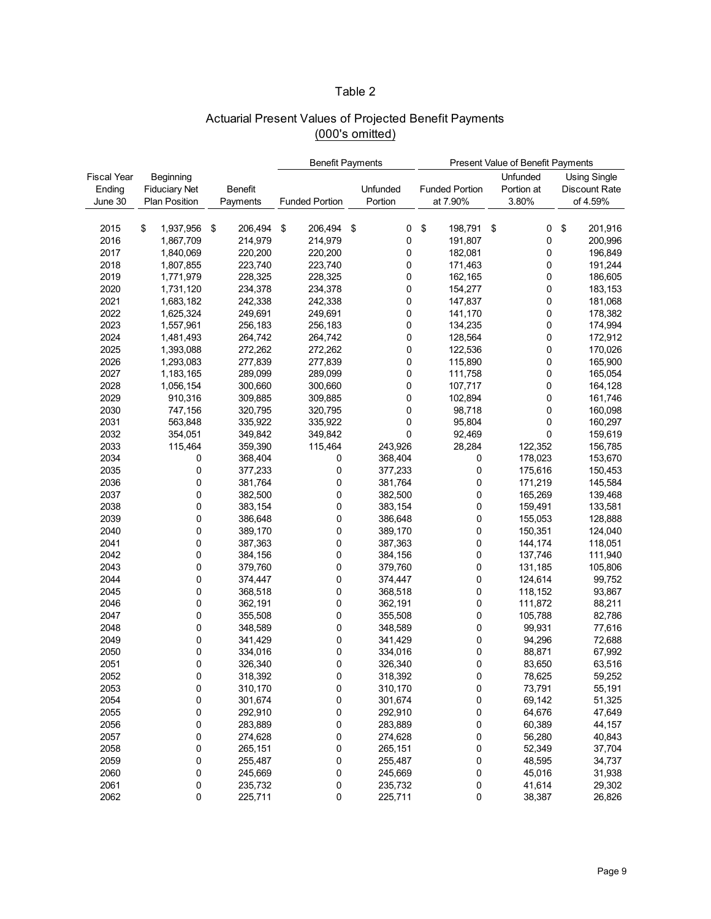Table 2

Actuarial Present Values of Projected Benefit Payments
(000's omitted)

| Fiscal Year Ending June 30 | Beginning Fiduciary Net Plan Position | Benefit Payments | Benefit Payments: Funded Portion | Benefit Payments: Unfunded Portion | Present Value of Benefit Payments: Funded Portion at 7.90% | Present Value of Benefit Payments: Unfunded Portion at 3.80% | Present Value of Benefit Payments: Using Single Discount Rate of 4.59% |
|---|---|---|---|---|---|---|---|
| 2015 | $ 1,937,956 | $ 206,494 | $ 206,494 | $ 0 | $ 198,791 | $ 0 | $ 201,916 |
| 2016 | 1,867,709 | 214,979 | 214,979 | 0 | 191,807 | 0 | 200,996 |
| 2017 | 1,840,069 | 220,200 | 220,200 | 0 | 182,081 | 0 | 196,849 |
| 2018 | 1,807,855 | 223,740 | 223,740 | 0 | 171,463 | 0 | 191,244 |
| 2019 | 1,771,979 | 228,325 | 228,325 | 0 | 162,165 | 0 | 186,605 |
| 2020 | 1,731,120 | 234,378 | 234,378 | 0 | 154,277 | 0 | 183,153 |
| 2021 | 1,683,182 | 242,338 | 242,338 | 0 | 147,837 | 0 | 181,068 |
| 2022 | 1,625,324 | 249,691 | 249,691 | 0 | 141,170 | 0 | 178,382 |
| 2023 | 1,557,961 | 256,183 | 256,183 | 0 | 134,235 | 0 | 174,994 |
| 2024 | 1,481,493 | 264,742 | 264,742 | 0 | 128,564 | 0 | 172,912 |
| 2025 | 1,393,088 | 272,262 | 272,262 | 0 | 122,536 | 0 | 170,026 |
| 2026 | 1,293,083 | 277,839 | 277,839 | 0 | 115,890 | 0 | 165,900 |
| 2027 | 1,183,165 | 289,099 | 289,099 | 0 | 111,758 | 0 | 165,054 |
| 2028 | 1,056,154 | 300,660 | 300,660 | 0 | 107,717 | 0 | 164,128 |
| 2029 | 910,316 | 309,885 | 309,885 | 0 | 102,894 | 0 | 161,746 |
| 2030 | 747,156 | 320,795 | 320,795 | 0 | 98,718 | 0 | 160,098 |
| 2031 | 563,848 | 335,922 | 335,922 | 0 | 95,804 | 0 | 160,297 |
| 2032 | 354,051 | 349,842 | 349,842 | 0 | 92,469 | 0 | 159,619 |
| 2033 | 115,464 | 359,390 | 115,464 | 243,926 | 28,284 | 122,352 | 156,785 |
| 2034 | 0 | 368,404 | 0 | 368,404 | 0 | 178,023 | 153,670 |
| 2035 | 0 | 377,233 | 0 | 377,233 | 0 | 175,616 | 150,453 |
| 2036 | 0 | 381,764 | 0 | 381,764 | 0 | 171,219 | 145,584 |
| 2037 | 0 | 382,500 | 0 | 382,500 | 0 | 165,269 | 139,468 |
| 2038 | 0 | 383,154 | 0 | 383,154 | 0 | 159,491 | 133,581 |
| 2039 | 0 | 386,648 | 0 | 386,648 | 0 | 155,053 | 128,888 |
| 2040 | 0 | 389,170 | 0 | 389,170 | 0 | 150,351 | 124,040 |
| 2041 | 0 | 387,363 | 0 | 387,363 | 0 | 144,174 | 118,051 |
| 2042 | 0 | 384,156 | 0 | 384,156 | 0 | 137,746 | 111,940 |
| 2043 | 0 | 379,760 | 0 | 379,760 | 0 | 131,185 | 105,806 |
| 2044 | 0 | 374,447 | 0 | 374,447 | 0 | 124,614 | 99,752 |
| 2045 | 0 | 368,518 | 0 | 368,518 | 0 | 118,152 | 93,867 |
| 2046 | 0 | 362,191 | 0 | 362,191 | 0 | 111,872 | 88,211 |
| 2047 | 0 | 355,508 | 0 | 355,508 | 0 | 105,788 | 82,786 |
| 2048 | 0 | 348,589 | 0 | 348,589 | 0 | 99,931 | 77,616 |
| 2049 | 0 | 341,429 | 0 | 341,429 | 0 | 94,296 | 72,688 |
| 2050 | 0 | 334,016 | 0 | 334,016 | 0 | 88,871 | 67,992 |
| 2051 | 0 | 326,340 | 0 | 326,340 | 0 | 83,650 | 63,516 |
| 2052 | 0 | 318,392 | 0 | 318,392 | 0 | 78,625 | 59,252 |
| 2053 | 0 | 310,170 | 0 | 310,170 | 0 | 73,791 | 55,191 |
| 2054 | 0 | 301,674 | 0 | 301,674 | 0 | 69,142 | 51,325 |
| 2055 | 0 | 292,910 | 0 | 292,910 | 0 | 64,676 | 47,649 |
| 2056 | 0 | 283,889 | 0 | 283,889 | 0 | 60,389 | 44,157 |
| 2057 | 0 | 274,628 | 0 | 274,628 | 0 | 56,280 | 40,843 |
| 2058 | 0 | 265,151 | 0 | 265,151 | 0 | 52,349 | 37,704 |
| 2059 | 0 | 255,487 | 0 | 255,487 | 0 | 48,595 | 34,737 |
| 2060 | 0 | 245,669 | 0 | 245,669 | 0 | 45,016 | 31,938 |
| 2061 | 0 | 235,732 | 0 | 235,732 | 0 | 41,614 | 29,302 |
| 2062 | 0 | 225,711 | 0 | 225,711 | 0 | 38,387 | 26,826 |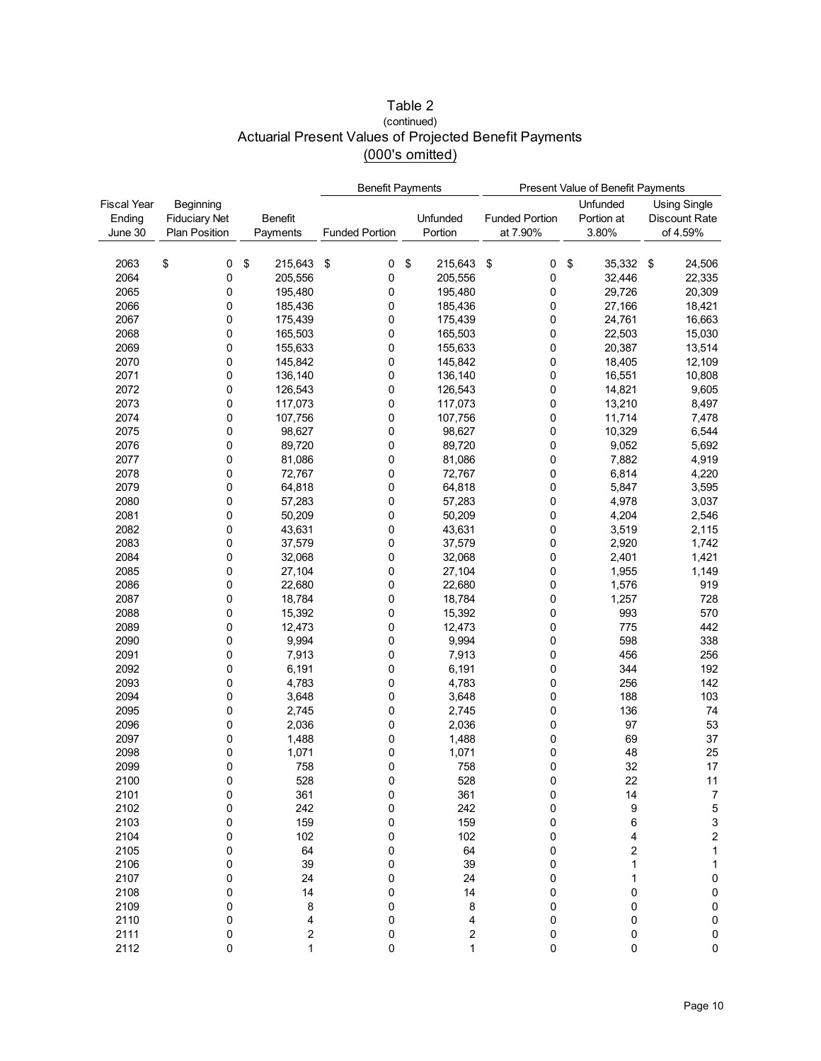# Table 2
(continued)
## Actuarial Present Values of Projected Benefit Payments
(000's omitted)

| | | | Benefit Payments | | Present Value of Benefit Payments | | |
|---|---|---|---|---|---|---|---|
| Fiscal Year Ending June 30 | Beginning Fiduciary Net Plan Position | Benefit Payments | Funded Portion | Unfunded Portion | Funded Portion at 7.90% | Unfunded Portion at 3.80% | Using Single Discount Rate of 4.59% |
| 2063 | $ 0 | $ 215,643 | $ 0 | $ 215,643 | $ 0 | $ 35,332 | $ 24,506 |
| 2064 | 0 | 205,556 | 0 | 205,556 | 0 | 32,446 | 22,335 |
| 2065 | 0 | 195,480 | 0 | 195,480 | 0 | 29,726 | 20,309 |
| 2066 | 0 | 185,436 | 0 | 185,436 | 0 | 27,166 | 18,421 |
| 2067 | 0 | 175,439 | 0 | 175,439 | 0 | 24,761 | 16,663 |
| 2068 | 0 | 165,503 | 0 | 165,503 | 0 | 22,503 | 15,030 |
| 2069 | 0 | 155,633 | 0 | 155,633 | 0 | 20,387 | 13,514 |
| 2070 | 0 | 145,842 | 0 | 145,842 | 0 | 18,405 | 12,109 |
| 2071 | 0 | 136,140 | 0 | 136,140 | 0 | 16,551 | 10,808 |
| 2072 | 0 | 126,543 | 0 | 126,543 | 0 | 14,821 | 9,605 |
| 2073 | 0 | 117,073 | 0 | 117,073 | 0 | 13,210 | 8,497 |
| 2074 | 0 | 107,756 | 0 | 107,756 | 0 | 11,714 | 7,478 |
| 2075 | 0 | 98,627 | 0 | 98,627 | 0 | 10,329 | 6,544 |
| 2076 | 0 | 89,720 | 0 | 89,720 | 0 | 9,052 | 5,692 |
| 2077 | 0 | 81,086 | 0 | 81,086 | 0 | 7,882 | 4,919 |
| 2078 | 0 | 72,767 | 0 | 72,767 | 0 | 6,814 | 4,220 |
| 2079 | 0 | 64,818 | 0 | 64,818 | 0 | 5,847 | 3,595 |
| 2080 | 0 | 57,283 | 0 | 57,283 | 0 | 4,978 | 3,037 |
| 2081 | 0 | 50,209 | 0 | 50,209 | 0 | 4,204 | 2,546 |
| 2082 | 0 | 43,631 | 0 | 43,631 | 0 | 3,519 | 2,115 |
| 2083 | 0 | 37,579 | 0 | 37,579 | 0 | 2,920 | 1,742 |
| 2084 | 0 | 32,068 | 0 | 32,068 | 0 | 2,401 | 1,421 |
| 2085 | 0 | 27,104 | 0 | 27,104 | 0 | 1,955 | 1,149 |
| 2086 | 0 | 22,680 | 0 | 22,680 | 0 | 1,576 | 919 |
| 2087 | 0 | 18,784 | 0 | 18,784 | 0 | 1,257 | 728 |
| 2088 | 0 | 15,392 | 0 | 15,392 | 0 | 993 | 570 |
| 2089 | 0 | 12,473 | 0 | 12,473 | 0 | 775 | 442 |
| 2090 | 0 | 9,994 | 0 | 9,994 | 0 | 598 | 338 |
| 2091 | 0 | 7,913 | 0 | 7,913 | 0 | 456 | 256 |
| 2092 | 0 | 6,191 | 0 | 6,191 | 0 | 344 | 192 |
| 2093 | 0 | 4,783 | 0 | 4,783 | 0 | 256 | 142 |
| 2094 | 0 | 3,648 | 0 | 3,648 | 0 | 188 | 103 |
| 2095 | 0 | 2,745 | 0 | 2,745 | 0 | 136 | 74 |
| 2096 | 0 | 2,036 | 0 | 2,036 | 0 | 97 | 53 |
| 2097 | 0 | 1,488 | 0 | 1,488 | 0 | 69 | 37 |
| 2098 | 0 | 1,071 | 0 | 1,071 | 0 | 48 | 25 |
| 2099 | 0 | 758 | 0 | 758 | 0 | 32 | 17 |
| 2100 | 0 | 528 | 0 | 528 | 0 | 22 | 11 |
| 2101 | 0 | 361 | 0 | 361 | 0 | 14 | 7 |
| 2102 | 0 | 242 | 0 | 242 | 0 | 9 | 5 |
| 2103 | 0 | 159 | 0 | 159 | 0 | 6 | 3 |
| 2104 | 0 | 102 | 0 | 102 | 0 | 4 | 2 |
| 2105 | 0 | 64 | 0 | 64 | 0 | 2 | 1 |
| 2106 | 0 | 39 | 0 | 39 | 0 | 1 | 1 |
| 2107 | 0 | 24 | 0 | 24 | 0 | 1 | 0 |
| 2108 | 0 | 14 | 0 | 14 | 0 | 0 | 0 |
| 2109 | 0 | 8 | 0 | 8 | 0 | 0 | 0 |
| 2110 | 0 | 4 | 0 | 4 | 0 | 0 | 0 |
| 2111 | 0 | 2 | 0 | 2 | 0 | 0 | 0 |
| 2112 | 0 | 1 | 0 | 1 | 0 | 0 | 0 |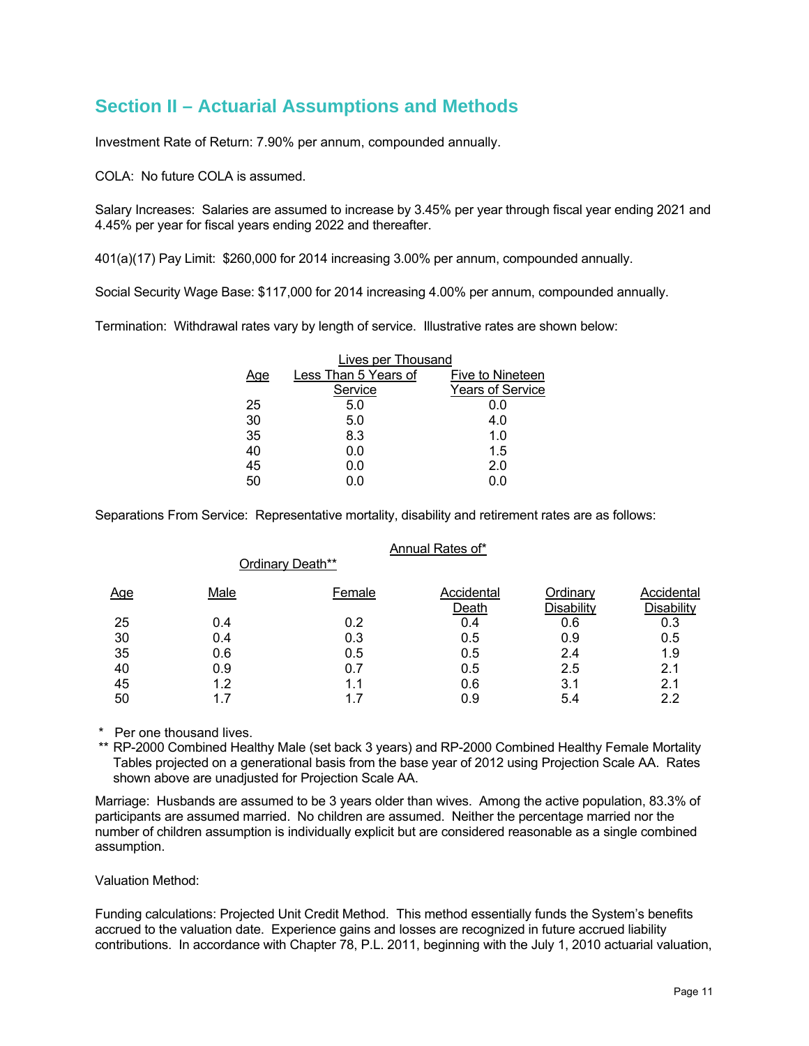## Section II – Actuarial Assumptions and Methods

Investment Rate of Return: 7.90% per annum, compounded annually.

COLA: No future COLA is assumed.

Salary Increases: Salaries are assumed to increase by 3.45% per year through fiscal year ending 2021 and 4.45% per year for fiscal years ending 2022 and thereafter.

401(a)(17) Pay Limit: $260,000 for 2014 increasing 3.00% per annum, compounded annually.

Social Security Wage Base: $117,000 for 2014 increasing 4.00% per annum, compounded annually.

Termination: Withdrawal rates vary by length of service. Illustrative rates are shown below:

| | Lives per Thousand | |
|---|---|---|
| Age | Less Than 5 Years of Service | Five to Nineteen Years of Service |
| 25 | 5.0 | 0.0 |
| 30 | 5.0 | 4.0 |
| 35 | 8.3 | 1.0 |
| 40 | 0.0 | 1.5 |
| 45 | 0.0 | 2.0 |
| 50 | 0.0 | 0.0 |

Separations From Service: Representative mortality, disability and retirement rates are as follows:

| | Annual Rates of* | | | | |
|---|---|---|---|---|---|
| | Ordinary Death** | | | | |
| Age | Male | Female | Accidental Death | Ordinary Disability | Accidental Disability |
| 25 | 0.4 | 0.2 | 0.4 | 0.6 | 0.3 |
| 30 | 0.4 | 0.3 | 0.5 | 0.9 | 0.5 |
| 35 | 0.6 | 0.5 | 0.5 | 2.4 | 1.9 |
| 40 | 0.9 | 0.7 | 0.5 | 2.5 | 2.1 |
| 45 | 1.2 | 1.1 | 0.6 | 3.1 | 2.1 |
| 50 | 1.7 | 1.7 | 0.9 | 5.4 | 2.2 |

\* Per one thousand lives.

\** RP-2000 Combined Healthy Male (set back 3 years) and RP-2000 Combined Healthy Female Mortality Tables projected on a generational basis from the base year of 2012 using Projection Scale AA. Rates shown above are unadjusted for Projection Scale AA.

Marriage: Husbands are assumed to be 3 years older than wives. Among the active population, 83.3% of participants are assumed married. No children are assumed. Neither the percentage married nor the number of children assumption is individually explicit but are considered reasonable as a single combined assumption.

Valuation Method:

Funding calculations: Projected Unit Credit Method. This method essentially funds the System's benefits accrued to the valuation date. Experience gains and losses are recognized in future accrued liability contributions. In accordance with Chapter 78, P.L. 2011, beginning with the July 1, 2010 actuarial valuation,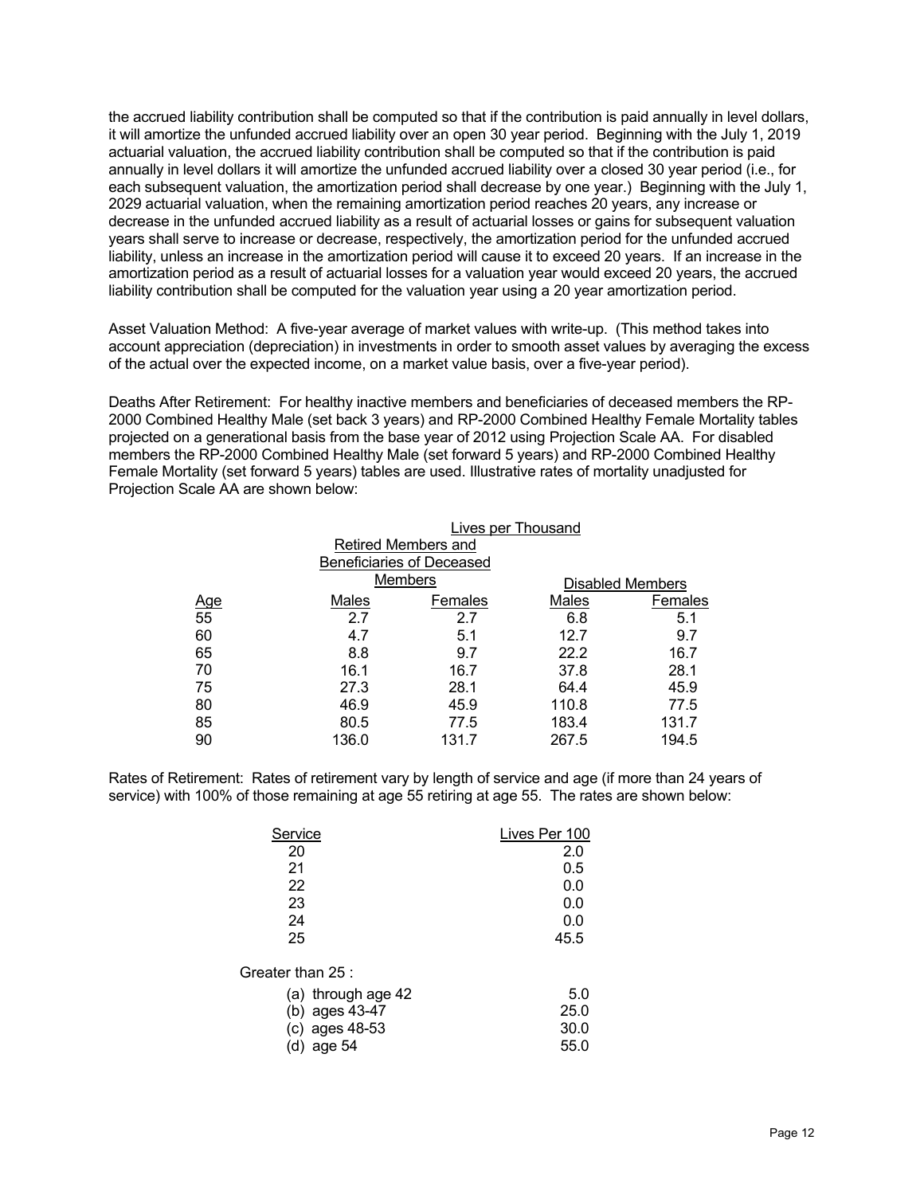the accrued liability contribution shall be computed so that if the contribution is paid annually in level dollars, it will amortize the unfunded accrued liability over an open 30 year period. Beginning with the July 1, 2019 actuarial valuation, the accrued liability contribution shall be computed so that if the contribution is paid annually in level dollars it will amortize the unfunded accrued liability over a closed 30 year period (i.e., for each subsequent valuation, the amortization period shall decrease by one year.) Beginning with the July 1, 2029 actuarial valuation, when the remaining amortization period reaches 20 years, any increase or decrease in the unfunded accrued liability as a result of actuarial losses or gains for subsequent valuation years shall serve to increase or decrease, respectively, the amortization period for the unfunded accrued liability, unless an increase in the amortization period will cause it to exceed 20 years. If an increase in the amortization period as a result of actuarial losses for a valuation year would exceed 20 years, the accrued liability contribution shall be computed for the valuation year using a 20 year amortization period.

Asset Valuation Method: A five-year average of market values with write-up. (This method takes into account appreciation (depreciation) in investments in order to smooth asset values by averaging the excess of the actual over the expected income, on a market value basis, over a five-year period).

Deaths After Retirement: For healthy inactive members and beneficiaries of deceased members the RP-2000 Combined Healthy Male (set back 3 years) and RP-2000 Combined Healthy Female Mortality tables projected on a generational basis from the base year of 2012 using Projection Scale AA. For disabled members the RP-2000 Combined Healthy Male (set forward 5 years) and RP-2000 Combined Healthy Female Mortality (set forward 5 years) tables are used. Illustrative rates of mortality unadjusted for Projection Scale AA are shown below:

| | Lives per Thousand | | | |
|---|---|---|---|---|
| | Retired Members and Beneficiaries of Deceased Members | | Disabled Members | |
| Age | Males | Females | Males | Females |
| 55 | 2.7 | 2.7 | 6.8 | 5.1 |
| 60 | 4.7 | 5.1 | 12.7 | 9.7 |
| 65 | 8.8 | 9.7 | 22.2 | 16.7 |
| 70 | 16.1 | 16.7 | 37.8 | 28.1 |
| 75 | 27.3 | 28.1 | 64.4 | 45.9 |
| 80 | 46.9 | 45.9 | 110.8 | 77.5 |
| 85 | 80.5 | 77.5 | 183.4 | 131.7 |
| 90 | 136.0 | 131.7 | 267.5 | 194.5 |

Rates of Retirement: Rates of retirement vary by length of service and age (if more than 24 years of service) with 100% of those remaining at age 55 retiring at age 55. The rates are shown below:

| Service | Lives Per 100 |
|---|---|
| 20 | 2.0 |
| 21 | 0.5 |
| 22 | 0.0 |
| 23 | 0.0 |
| 24 | 0.0 |
| 25 | 45.5 |
| Greater than 25 : | |
| (a) through age 42 | 5.0 |
| (b) ages 43-47 | 25.0 |
| (c) ages 48-53 | 30.0 |
| (d) age 54 | 55.0 |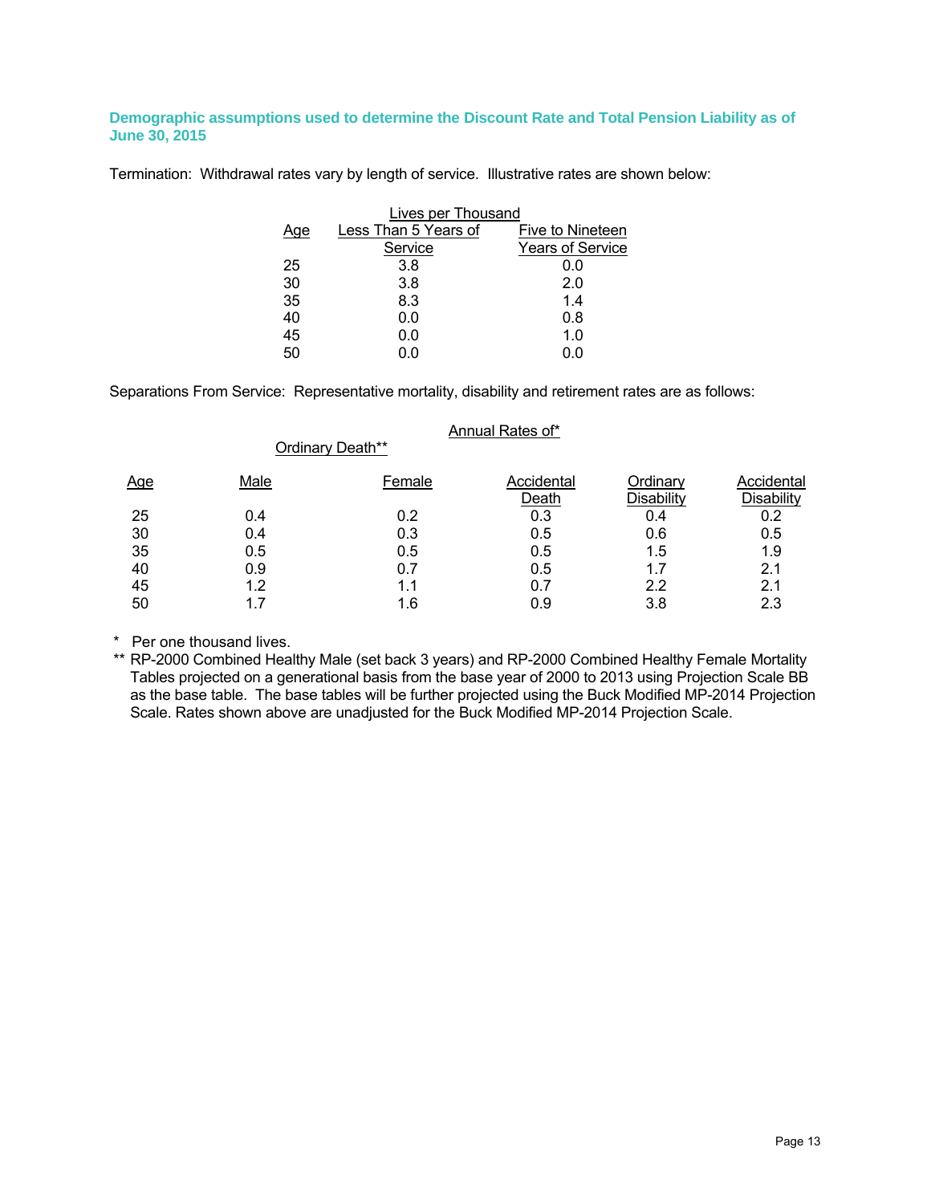### Demographic assumptions used to determine the Discount Rate and Total Pension Liability as of June 30, 2015

Termination: Withdrawal rates vary by length of service. Illustrative rates are shown below:

| | Lives per Thousand | |
|---|---|---|
| Age | Less Than 5 Years of Service | Five to Nineteen Years of Service |
| 25 | 3.8 | 0.0 |
| 30 | 3.8 | 2.0 |
| 35 | 8.3 | 1.4 |
| 40 | 0.0 | 0.8 |
| 45 | 0.0 | 1.0 |
| 50 | 0.0 | 0.0 |

Separations From Service: Representative mortality, disability and retirement rates are as follows:

| | Annual Rates of* | | | | |
|---|---|---|---|---|---|
| | Ordinary Death** | | | | |
| Age | Male | Female | Accidental Death | Ordinary Disability | Accidental Disability |
| 25 | 0.4 | 0.2 | 0.3 | 0.4 | 0.2 |
| 30 | 0.4 | 0.3 | 0.5 | 0.6 | 0.5 |
| 35 | 0.5 | 0.5 | 0.5 | 1.5 | 1.9 |
| 40 | 0.9 | 0.7 | 0.5 | 1.7 | 2.1 |
| 45 | 1.2 | 1.1 | 0.7 | 2.2 | 2.1 |
| 50 | 1.7 | 1.6 | 0.9 | 3.8 | 2.3 |

\* Per one thousand lives.

\*\* RP-2000 Combined Healthy Male (set back 3 years) and RP-2000 Combined Healthy Female Mortality Tables projected on a generational basis from the base year of 2000 to 2013 using Projection Scale BB as the base table. The base tables will be further projected using the Buck Modified MP-2014 Projection Scale. Rates shown above are unadjusted for the Buck Modified MP-2014 Projection Scale.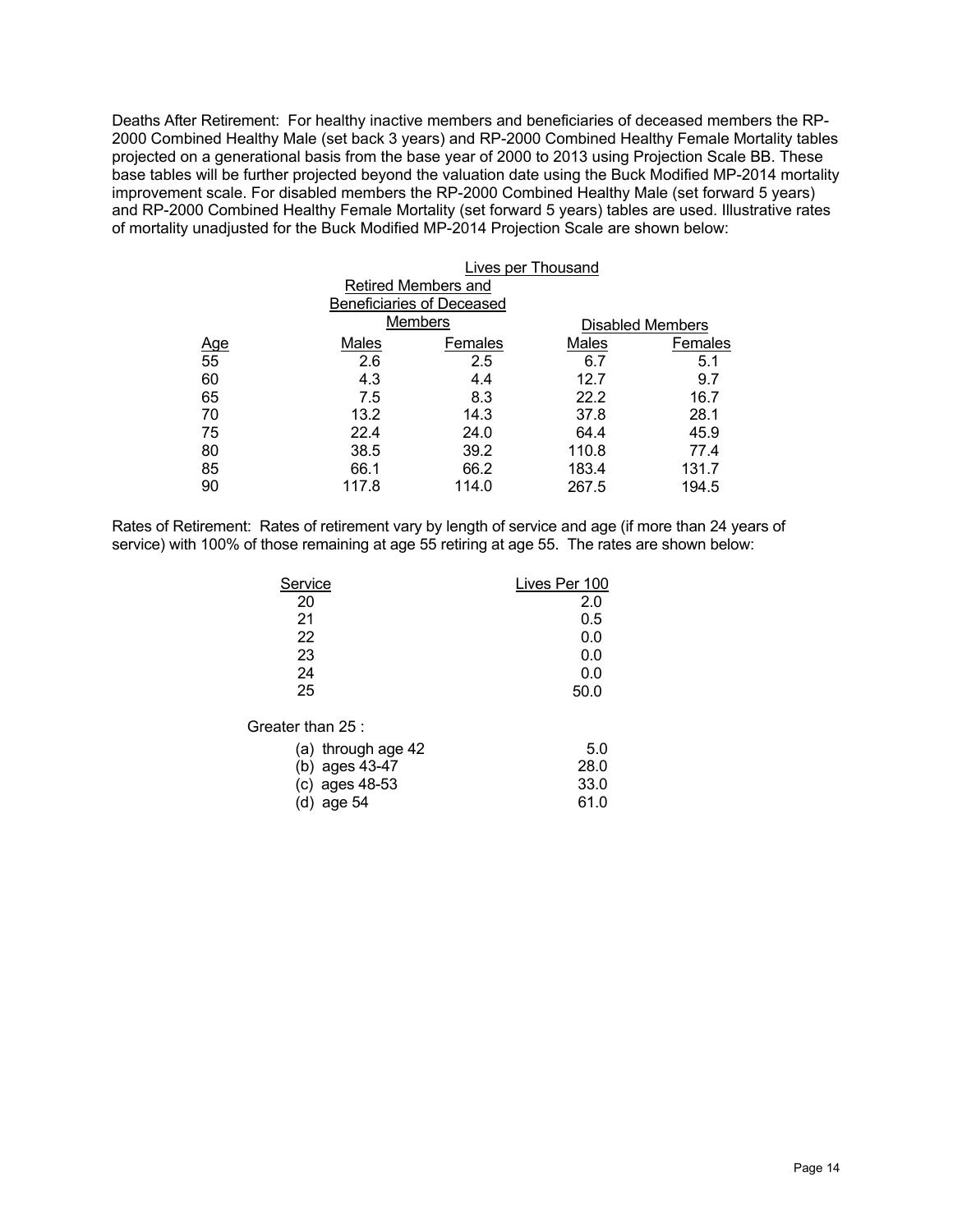Deaths After Retirement: For healthy inactive members and beneficiaries of deceased members the RP-2000 Combined Healthy Male (set back 3 years) and RP-2000 Combined Healthy Female Mortality tables projected on a generational basis from the base year of 2000 to 2013 using Projection Scale BB. These base tables will be further projected beyond the valuation date using the Buck Modified MP-2014 mortality improvement scale. For disabled members the RP-2000 Combined Healthy Male (set forward 5 years) and RP-2000 Combined Healthy Female Mortality (set forward 5 years) tables are used. Illustrative rates of mortality unadjusted for the Buck Modified MP-2014 Projection Scale are shown below:

| | Lives per Thousand | | | |
|---|---|---|---|---|
| | Retired Members and Beneficiaries of Deceased Members | | Disabled Members | |
| Age | Males | Females | Males | Females |
| 55 | 2.6 | 2.5 | 6.7 | 5.1 |
| 60 | 4.3 | 4.4 | 12.7 | 9.7 |
| 65 | 7.5 | 8.3 | 22.2 | 16.7 |
| 70 | 13.2 | 14.3 | 37.8 | 28.1 |
| 75 | 22.4 | 24.0 | 64.4 | 45.9 |
| 80 | 38.5 | 39.2 | 110.8 | 77.4 |
| 85 | 66.1 | 66.2 | 183.4 | 131.7 |
| 90 | 117.8 | 114.0 | 267.5 | 194.5 |

Rates of Retirement: Rates of retirement vary by length of service and age (if more than 24 years of service) with 100% of those remaining at age 55 retiring at age 55. The rates are shown below:

| Service | Lives Per 100 |
|---|---|
| 20 | 2.0 |
| 21 | 0.5 |
| 22 | 0.0 |
| 23 | 0.0 |
| 24 | 0.0 |
| 25 | 50.0 |
| Greater than 25 : | |
| (a) through age 42 | 5.0 |
| (b) ages 43-47 | 28.0 |
| (c) ages 48-53 | 33.0 |
| (d) age 54 | 61.0 |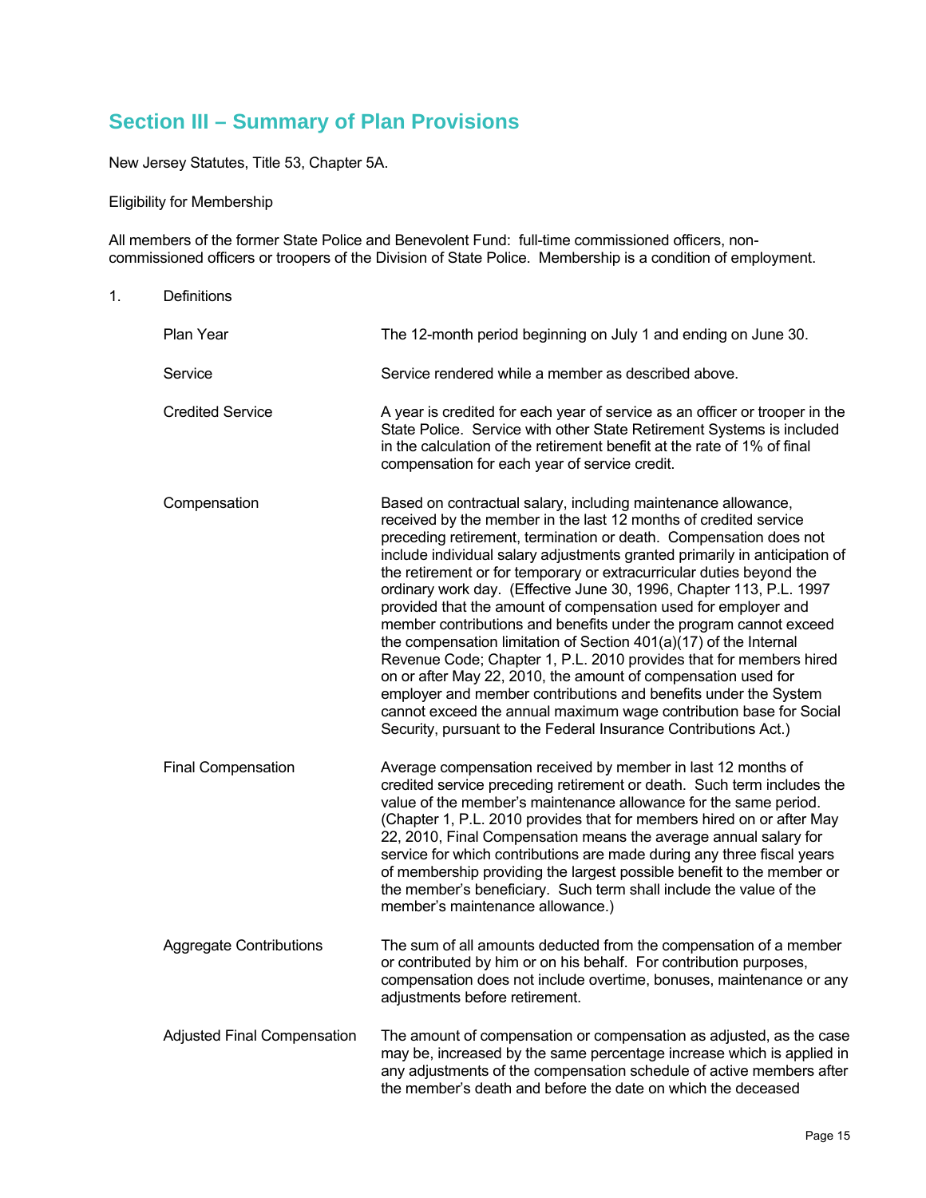## Section III – Summary of Plan Provisions

New Jersey Statutes, Title 53, Chapter 5A.

Eligibility for Membership

All members of the former State Police and Benevolent Fund: full-time commissioned officers, non-commissioned officers or troopers of the Division of State Police. Membership is a condition of employment.

1. Definitions

| | |
|---|---|
| Plan Year | The 12-month period beginning on July 1 and ending on June 30. |
| Service | Service rendered while a member as described above. |
| Credited Service | A year is credited for each year of service as an officer or trooper in the State Police. Service with other State Retirement Systems is included in the calculation of the retirement benefit at the rate of 1% of final compensation for each year of service credit. |
| Compensation | Based on contractual salary, including maintenance allowance, received by the member in the last 12 months of credited service preceding retirement, termination or death. Compensation does not include individual salary adjustments granted primarily in anticipation of the retirement or for temporary or extracurricular duties beyond the ordinary work day. (Effective June 30, 1996, Chapter 113, P.L. 1997 provided that the amount of compensation used for employer and member contributions and benefits under the program cannot exceed the compensation limitation of Section 401(a)(17) of the Internal Revenue Code; Chapter 1, P.L. 2010 provides that for members hired on or after May 22, 2010, the amount of compensation used for employer and member contributions and benefits under the System cannot exceed the annual maximum wage contribution base for Social Security, pursuant to the Federal Insurance Contributions Act.) |
| Final Compensation | Average compensation received by member in last 12 months of credited service preceding retirement or death. Such term includes the value of the member's maintenance allowance for the same period. (Chapter 1, P.L. 2010 provides that for members hired on or after May 22, 2010, Final Compensation means the average annual salary for service for which contributions are made during any three fiscal years of membership providing the largest possible benefit to the member or the member's beneficiary. Such term shall include the value of the member's maintenance allowance.) |
| Aggregate Contributions | The sum of all amounts deducted from the compensation of a member or contributed by him or on his behalf. For contribution purposes, compensation does not include overtime, bonuses, maintenance or any adjustments before retirement. |
| Adjusted Final Compensation | The amount of compensation or compensation as adjusted, as the case may be, increased by the same percentage increase which is applied in any adjustments of the compensation schedule of active members after the member's death and before the date on which the deceased |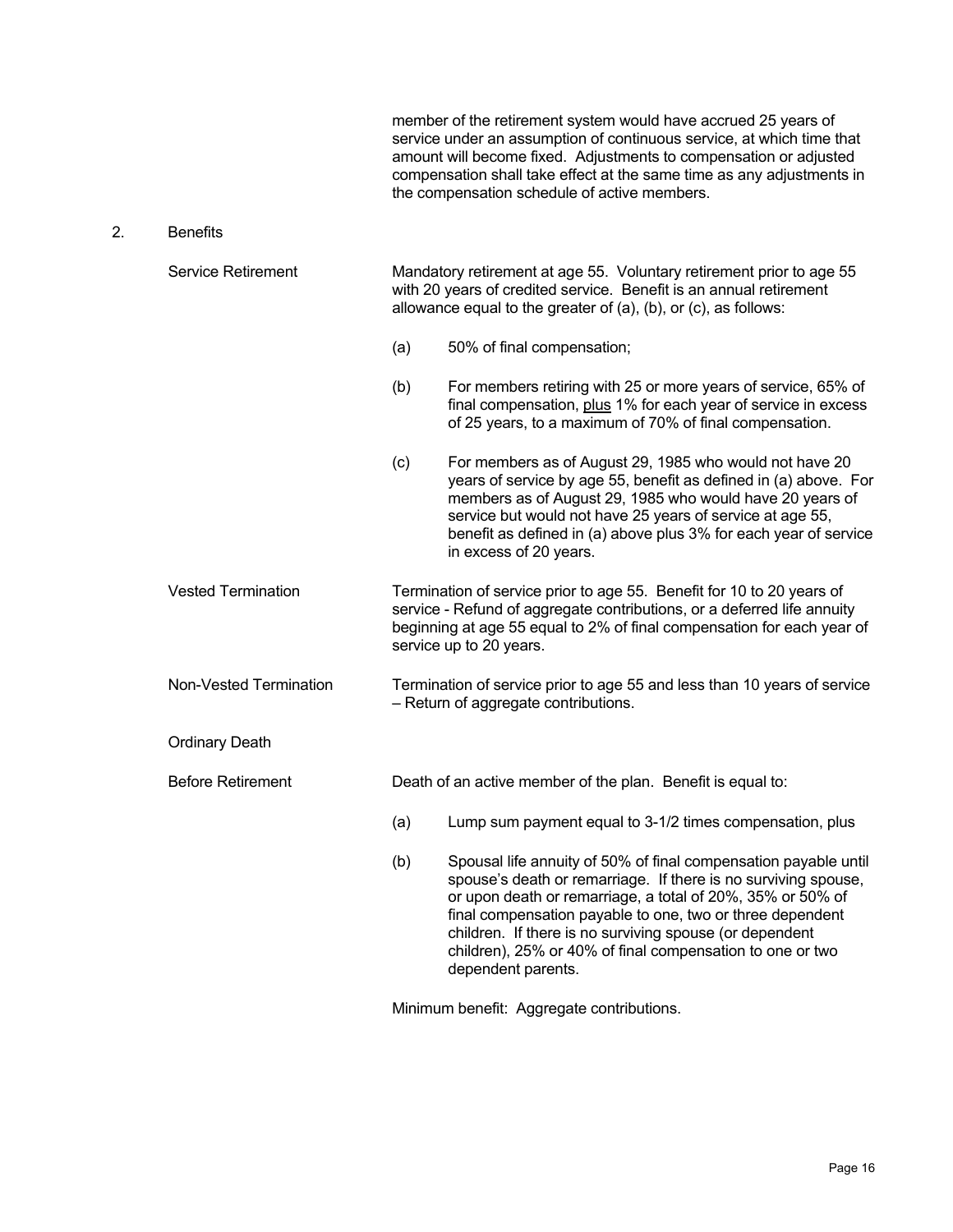member of the retirement system would have accrued 25 years of service under an assumption of continuous service, at which time that amount will become fixed. Adjustments to compensation or adjusted compensation shall take effect at the same time as any adjustments in the compensation schedule of active members.

2. Benefits

**Service Retirement**

Mandatory retirement at age 55. Voluntary retirement prior to age 55 with 20 years of credited service. Benefit is an annual retirement allowance equal to the greater of (a), (b), or (c), as follows:

(a) 50% of final compensation;

(b) For members retiring with 25 or more years of service, 65% of final compensation, plus 1% for each year of service in excess of 25 years, to a maximum of 70% of final compensation.

(c) For members as of August 29, 1985 who would not have 20 years of service by age 55, benefit as defined in (a) above. For members as of August 29, 1985 who would have 20 years of service but would not have 25 years of service at age 55, benefit as defined in (a) above plus 3% for each year of service in excess of 20 years.

**Vested Termination**

Termination of service prior to age 55. Benefit for 10 to 20 years of service - Refund of aggregate contributions, or a deferred life annuity beginning at age 55 equal to 2% of final compensation for each year of service up to 20 years.

**Non-Vested Termination**

Termination of service prior to age 55 and less than 10 years of service – Return of aggregate contributions.

**Ordinary Death**

**Before Retirement**

Death of an active member of the plan. Benefit is equal to:

(a) Lump sum payment equal to 3-1/2 times compensation, plus

(b) Spousal life annuity of 50% of final compensation payable until spouse's death or remarriage. If there is no surviving spouse, or upon death or remarriage, a total of 20%, 35% or 50% of final compensation payable to one, two or three dependent children. If there is no surviving spouse (or dependent children), 25% or 40% of final compensation to one or two dependent parents.

Minimum benefit: Aggregate contributions.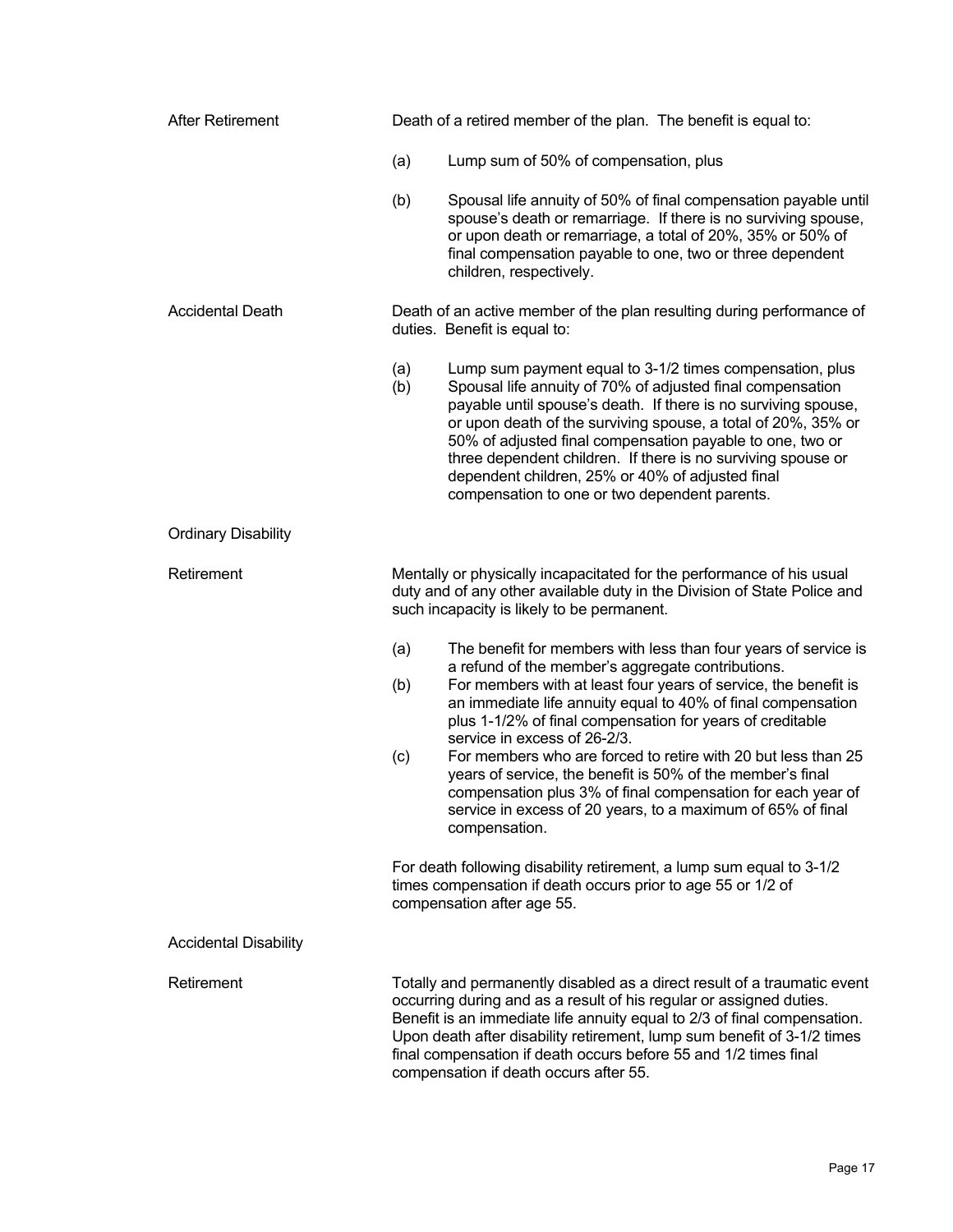**After Retirement**

Death of a retired member of the plan. The benefit is equal to:

(a) Lump sum of 50% of compensation, plus

(b) Spousal life annuity of 50% of final compensation payable until spouse's death or remarriage. If there is no surviving spouse, or upon death or remarriage, a total of 20%, 35% or 50% of final compensation payable to one, two or three dependent children, respectively.

**Accidental Death**

Death of an active member of the plan resulting during performance of duties. Benefit is equal to:

(a) Lump sum payment equal to 3-1/2 times compensation, plus

(b) Spousal life annuity of 70% of adjusted final compensation payable until spouse's death. If there is no surviving spouse, or upon death of the surviving spouse, a total of 20%, 35% or 50% of adjusted final compensation payable to one, two or three dependent children. If there is no surviving spouse or dependent children, 25% or 40% of adjusted final compensation to one or two dependent parents.

**Ordinary Disability Retirement**

Mentally or physically incapacitated for the performance of his usual duty and of any other available duty in the Division of State Police and such incapacity is likely to be permanent.

(a) The benefit for members with less than four years of service is a refund of the member's aggregate contributions.

(b) For members with at least four years of service, the benefit is an immediate life annuity equal to 40% of final compensation plus 1-1/2% of final compensation for years of creditable service in excess of 26-2/3.

(c) For members who are forced to retire with 20 but less than 25 years of service, the benefit is 50% of the member's final compensation plus 3% of final compensation for each year of service in excess of 20 years, to a maximum of 65% of final compensation.

For death following disability retirement, a lump sum equal to 3-1/2 times compensation if death occurs prior to age 55 or 1/2 of compensation after age 55.

**Accidental Disability Retirement**

Totally and permanently disabled as a direct result of a traumatic event occurring during and as a result of his regular or assigned duties. Benefit is an immediate life annuity equal to 2/3 of final compensation. Upon death after disability retirement, lump sum benefit of 3-1/2 times final compensation if death occurs before 55 and 1/2 times final compensation if death occurs after 55.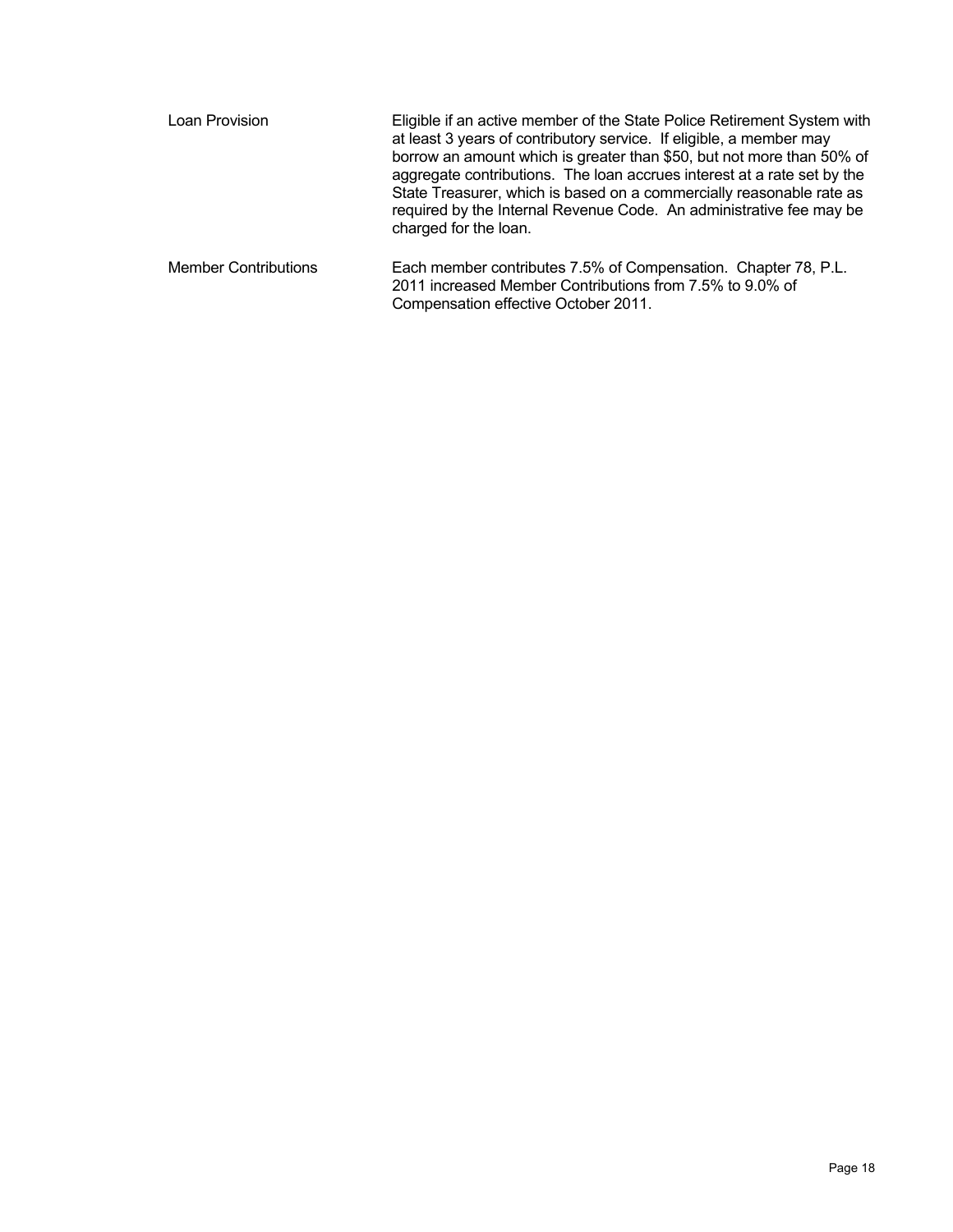| | |
|---|---|
| Loan Provision | Eligible if an active member of the State Police Retirement System with at least 3 years of contributory service. If eligible, a member may borrow an amount which is greater than $50, but not more than 50% of aggregate contributions. The loan accrues interest at a rate set by the State Treasurer, which is based on a commercially reasonable rate as required by the Internal Revenue Code. An administrative fee may be charged for the loan. |
| Member Contributions | Each member contributes 7.5% of Compensation. Chapter 78, P.L. 2011 increased Member Contributions from 7.5% to 9.0% of Compensation effective October 2011. |